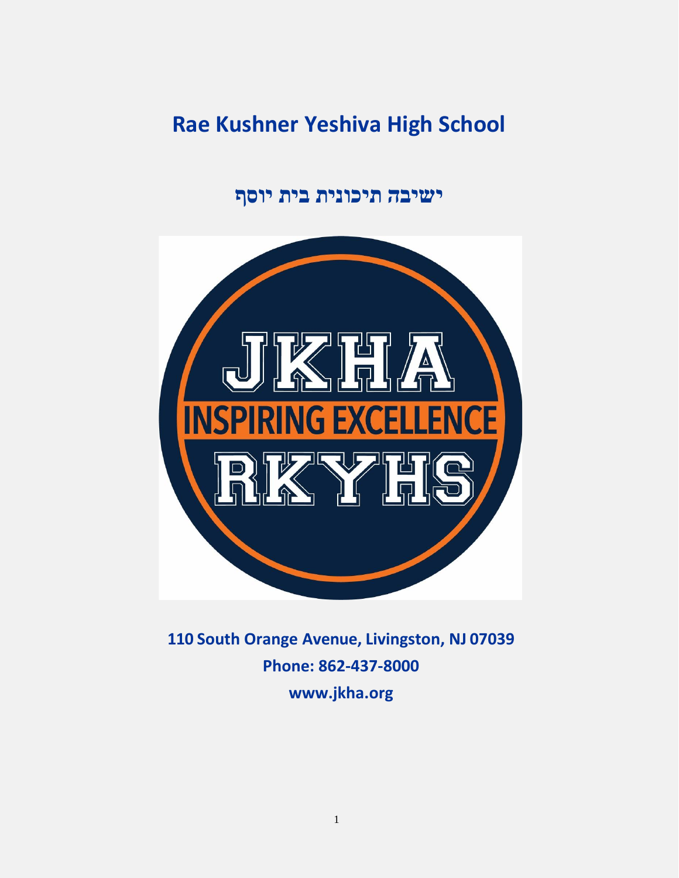# Rae Kushner Yeshiva High School

## ישיבה תיכונית בית יוסף

**110 South Orange Avenue, Livingston, NJ 07039**

**Phone: 862-437-8000**

**www.jkha.org**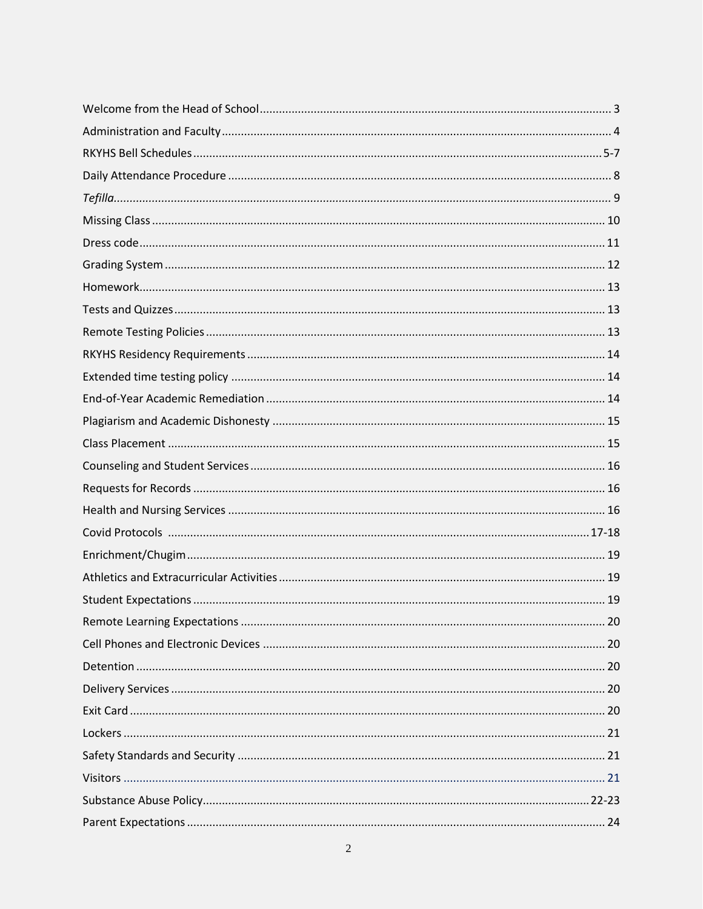Welcome from the Head of School ........................................................................................................ 3
Administration and Faculty ...................................................................................................................... 4
RKYHS Bell Schedules ............................................................................................................................ 5-7
Daily Attendance Procedure .................................................................................................................... 8
*Tefilla*........................................................................................................................................................ 9
Missing Class ........................................................................................................................................... 10
Dress code ............................................................................................................................................... 11
Grading System ....................................................................................................................................... 12
Homework ................................................................................................................................................ 13
Tests and Quizzes .................................................................................................................................... 13
Remote Testing Policies .......................................................................................................................... 13
RKYHS Residency Requirements ........................................................................................................... 14
Extended time testing policy ................................................................................................................... 14
End-of-Year Academic Remediation ....................................................................................................... 14
Plagiarism and Academic Dishonesty ..................................................................................................... 15
Class Placement ....................................................................................................................................... 15
Counseling and Student Services ............................................................................................................ 16
Requests for Records ............................................................................................................................... 16
Health and Nursing Services ................................................................................................................... 16
Covid Protocols ................................................................................................................................... 17-18
Enrichment/Chugim ................................................................................................................................. 19
Athletics and Extracurricular Activities ................................................................................................... 19
Student Expectations ............................................................................................................................... 19
Remote Learning Expectations ................................................................................................................ 20
Cell Phones and Electronic Devices ......................................................................................................... 20
Detention ................................................................................................................................................. 20
Delivery Services ..................................................................................................................................... 20
Exit Card .................................................................................................................................................. 20
Lockers ..................................................................................................................................................... 21
Safety Standards and Security ................................................................................................................. 21
Visitors ..................................................................................................................................................... 21
Substance Abuse Policy ....................................................................................................................... 22-23
Parent Expectations ................................................................................................................................. 24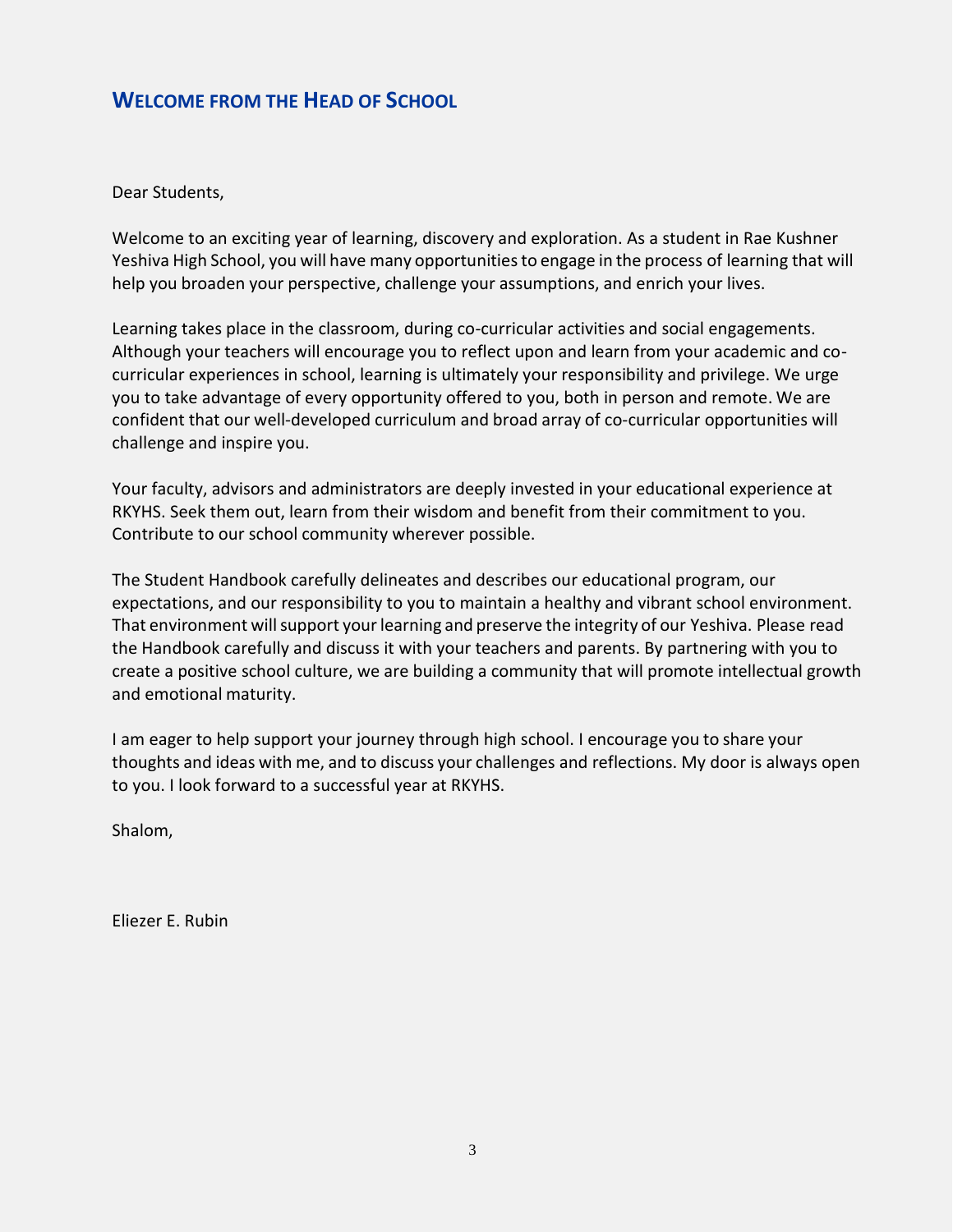## Welcome from the Head of School

Dear Students,

Welcome to an exciting year of learning, discovery and exploration. As a student in Rae Kushner Yeshiva High School, you will have many opportunities to engage in the process of learning that will help you broaden your perspective, challenge your assumptions, and enrich your lives.

Learning takes place in the classroom, during co-curricular activities and social engagements. Although your teachers will encourage you to reflect upon and learn from your academic and co-curricular experiences in school, learning is ultimately your responsibility and privilege. We urge you to take advantage of every opportunity offered to you, both in person and remote. We are confident that our well-developed curriculum and broad array of co-curricular opportunities will challenge and inspire you.

Your faculty, advisors and administrators are deeply invested in your educational experience at RKYHS. Seek them out, learn from their wisdom and benefit from their commitment to you. Contribute to our school community wherever possible.

The Student Handbook carefully delineates and describes our educational program, our expectations, and our responsibility to you to maintain a healthy and vibrant school environment. That environment will support your learning and preserve the integrity of our Yeshiva. Please read the Handbook carefully and discuss it with your teachers and parents. By partnering with you to create a positive school culture, we are building a community that will promote intellectual growth and emotional maturity.

I am eager to help support your journey through high school. I encourage you to share your thoughts and ideas with me, and to discuss your challenges and reflections. My door is always open to you. I look forward to a successful year at RKYHS.

Shalom,

Eliezer E. Rubin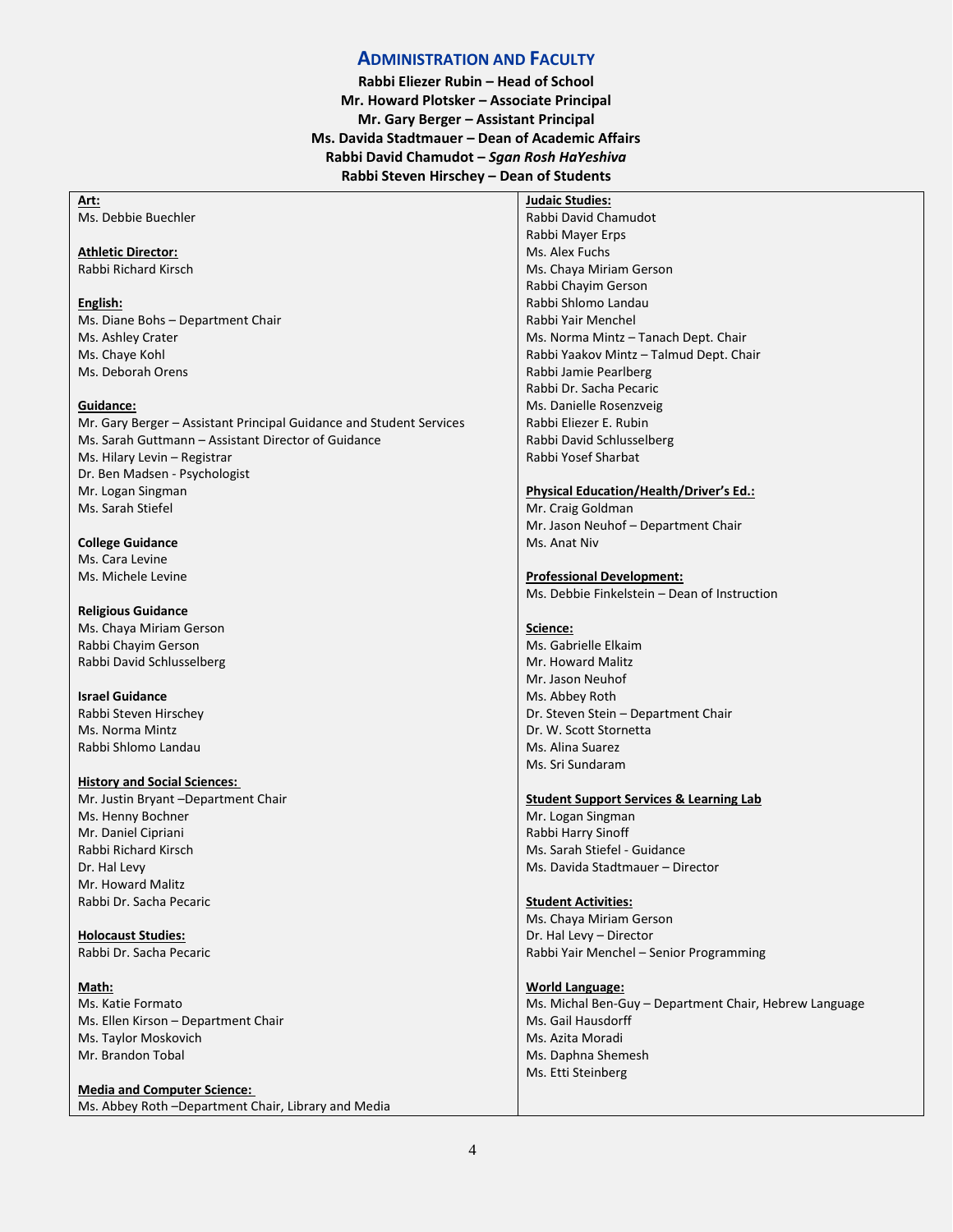## Administration and Faculty

**Rabbi Eliezer Rubin – Head of School**
**Mr. Howard Plotsker – Associate Principal**
**Mr. Gary Berger – Assistant Principal**
**Ms. Davida Stadtmauer – Dean of Academic Affairs**
**Rabbi David Chamudot – *Sgan Rosh HaYeshiva***
**Rabbi Steven Hirschey – Dean of Students**

**Art:**
Ms. Debbie Buechler

**Athletic Director:**
Rabbi Richard Kirsch

**English:**
Ms. Diane Bohs – Department Chair
Ms. Ashley Crater
Ms. Chaye Kohl
Ms. Deborah Orens

**Guidance:**
Mr. Gary Berger – Assistant Principal Guidance and Student Services
Ms. Sarah Guttmann – Assistant Director of Guidance
Ms. Hilary Levin – Registrar
Dr. Ben Madsen - Psychologist
Mr. Logan Singman
Ms. Sarah Stiefel

**College Guidance**
Ms. Cara Levine
Ms. Michele Levine

**Religious Guidance**
Ms. Chaya Miriam Gerson
Rabbi Chayim Gerson
Rabbi David Schlusselberg

**Israel Guidance**
Rabbi Steven Hirschey
Ms. Norma Mintz
Rabbi Shlomo Landau

**History and Social Sciences:**
Mr. Justin Bryant –Department Chair
Ms. Henny Bochner
Mr. Daniel Cipriani
Rabbi Richard Kirsch
Dr. Hal Levy
Mr. Howard Malitz
Rabbi Dr. Sacha Pecaric

**Holocaust Studies:**
Rabbi Dr. Sacha Pecaric

**Math:**
Ms. Katie Formato
Ms. Ellen Kirson – Department Chair
Ms. Taylor Moskovich
Mr. Brandon Tobal

**Media and Computer Science:**
Ms. Abbey Roth –Department Chair, Library and Media

**Judaic Studies:**
Rabbi David Chamudot
Rabbi Mayer Erps
Ms. Alex Fuchs
Ms. Chaya Miriam Gerson
Rabbi Chayim Gerson
Rabbi Shlomo Landau
Rabbi Yair Menchel
Ms. Norma Mintz – Tanach Dept. Chair
Rabbi Yaakov Mintz – Talmud Dept. Chair
Rabbi Jamie Pearlberg
Rabbi Dr. Sacha Pecaric
Ms. Danielle Rosenzveig
Rabbi Eliezer E. Rubin
Rabbi David Schlusselberg
Rabbi Yosef Sharbat

**Physical Education/Health/Driver's Ed.:**
Mr. Craig Goldman
Mr. Jason Neuhof – Department Chair
Ms. Anat Niv

**Professional Development:**
Ms. Debbie Finkelstein – Dean of Instruction

**Science:**
Ms. Gabrielle Elkaim
Mr. Howard Malitz
Mr. Jason Neuhof
Ms. Abbey Roth
Dr. Steven Stein – Department Chair
Dr. W. Scott Stornetta
Ms. Alina Suarez
Ms. Sri Sundaram

**Student Support Services & Learning Lab**
Mr. Logan Singman
Rabbi Harry Sinoff
Ms. Sarah Stiefel - Guidance
Ms. Davida Stadtmauer – Director

**Student Activities:**
Ms. Chaya Miriam Gerson
Dr. Hal Levy – Director
Rabbi Yair Menchel – Senior Programming

**World Language:**
Ms. Michal Ben-Guy – Department Chair, Hebrew Language
Ms. Gail Hausdorff
Ms. Azita Moradi
Ms. Daphna Shemesh
Ms. Etti Steinberg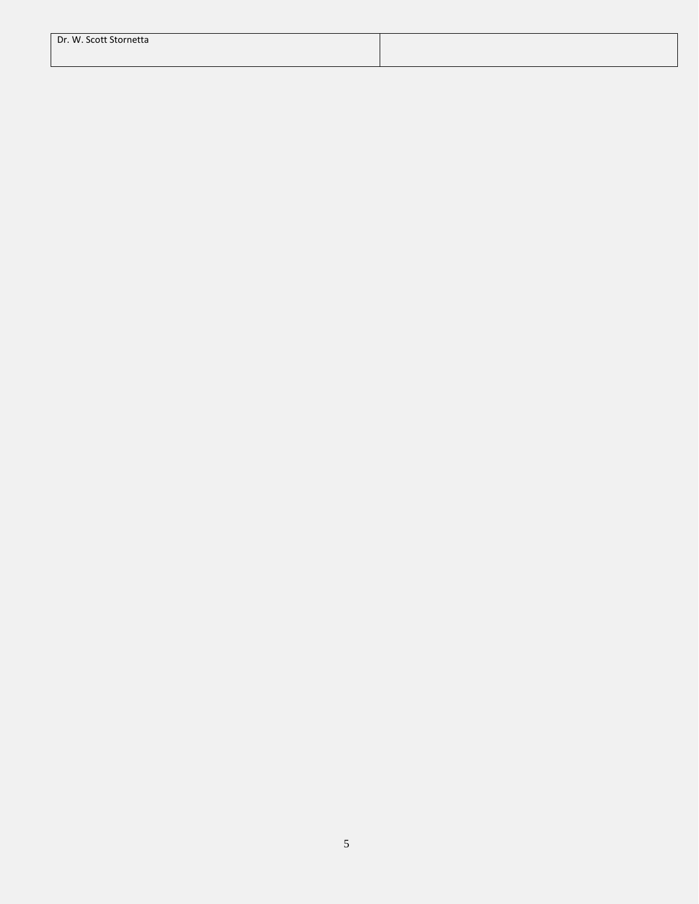| Dr. W. Scott Stornetta | |
|---|---|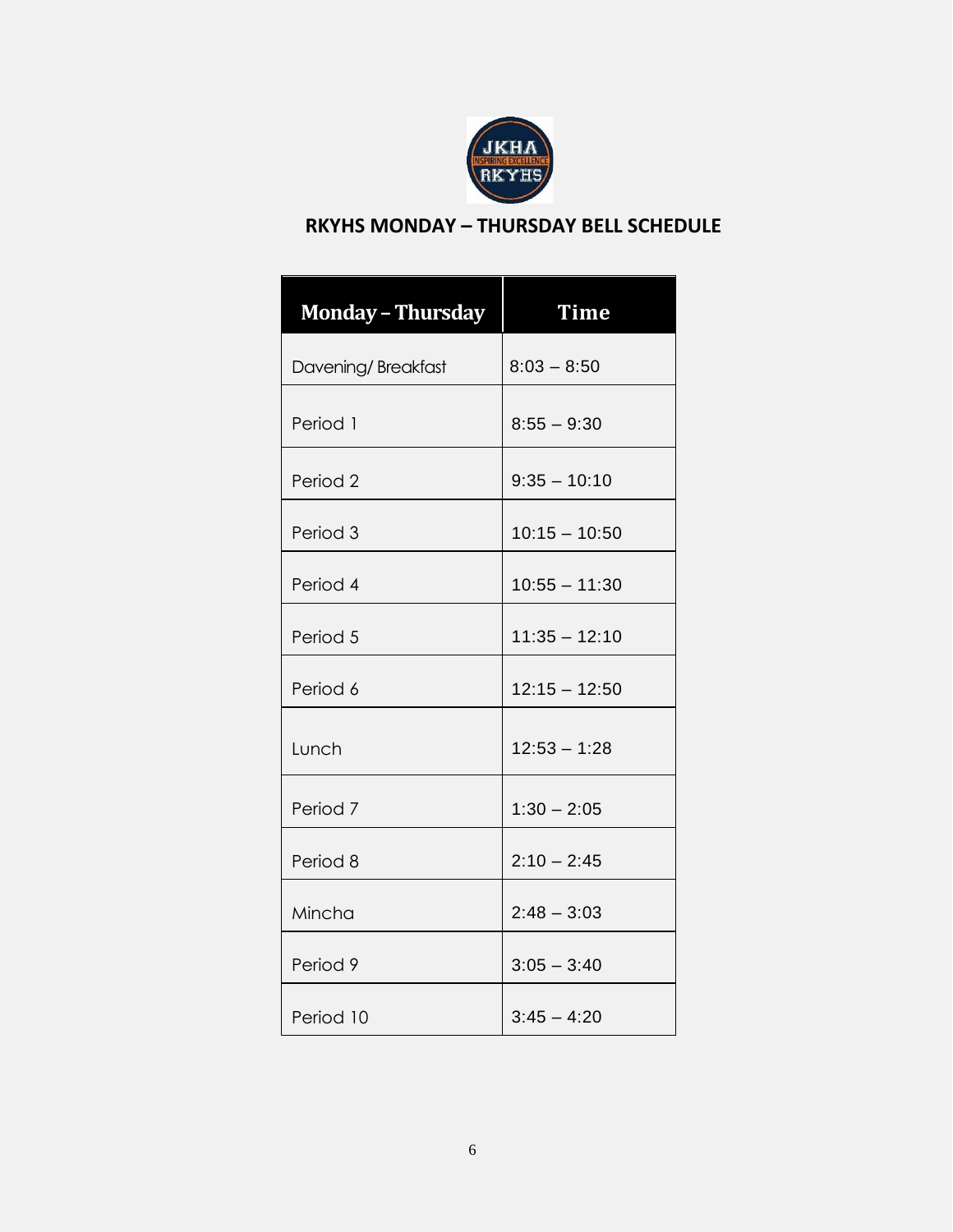## RKYHS MONDAY – THURSDAY BELL SCHEDULE

| Monday – Thursday | Time |
|---|---|
| Davening/ Breakfast | 8:03 – 8:50 |
| Period 1 | 8:55 – 9:30 |
| Period 2 | 9:35 – 10:10 |
| Period 3 | 10:15 – 10:50 |
| Period 4 | 10:55 – 11:30 |
| Period 5 | 11:35 – 12:10 |
| Period 6 | 12:15 – 12:50 |
| Lunch | 12:53 – 1:28 |
| Period 7 | 1:30 – 2:05 |
| Period 8 | 2:10 – 2:45 |
| Mincha | 2:48 – 3:03 |
| Period 9 | 3:05 – 3:40 |
| Period 10 | 3:45 – 4:20 |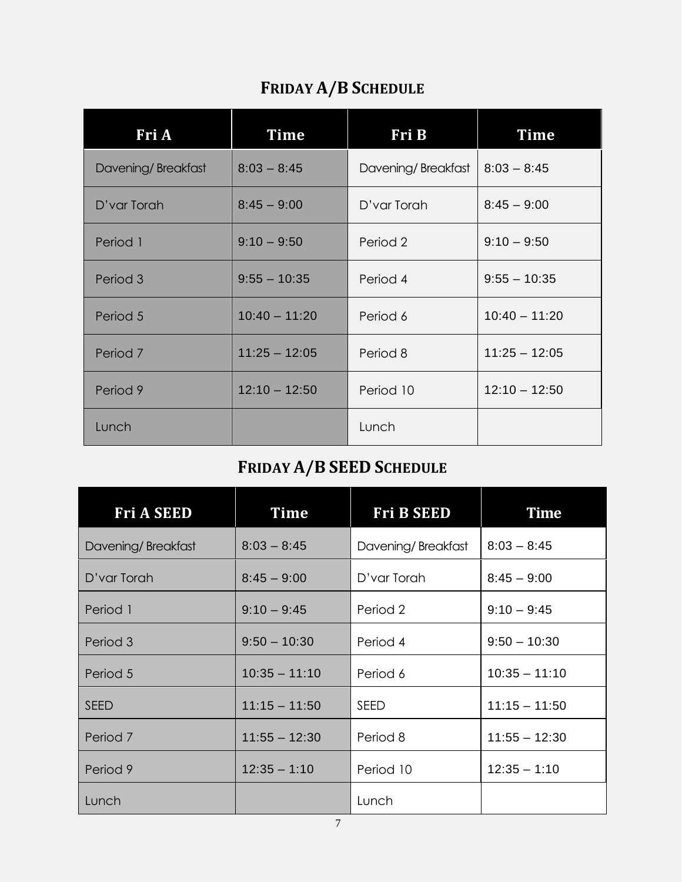## Friday A/B Schedule

| Fri A | Time | Fri B | Time |
|---|---|---|---|
| Davening/ Breakfast | 8:03 – 8:45 | Davening/ Breakfast | 8:03 – 8:45 |
| D'var Torah | 8:45 – 9:00 | D'var Torah | 8:45 – 9:00 |
| Period 1 | 9:10 – 9:50 | Period 2 | 9:10 – 9:50 |
| Period 3 | 9:55 – 10:35 | Period 4 | 9:55 – 10:35 |
| Period 5 | 10:40 – 11:20 | Period 6 | 10:40 – 11:20 |
| Period 7 | 11:25 – 12:05 | Period 8 | 11:25 – 12:05 |
| Period 9 | 12:10 – 12:50 | Period 10 | 12:10 – 12:50 |
| Lunch | | Lunch | |

## Friday A/B SEED Schedule

| Fri A SEED | Time | Fri B SEED | Time |
|---|---|---|---|
| Davening/ Breakfast | 8:03 – 8:45 | Davening/ Breakfast | 8:03 – 8:45 |
| D'var Torah | 8:45 – 9:00 | D'var Torah | 8:45 – 9:00 |
| Period 1 | 9:10 – 9:45 | Period 2 | 9:10 – 9:45 |
| Period 3 | 9:50 – 10:30 | Period 4 | 9:50 – 10:30 |
| Period 5 | 10:35 – 11:10 | Period 6 | 10:35 – 11:10 |
| SEED | 11:15 – 11:50 | SEED | 11:15 – 11:50 |
| Period 7 | 11:55 – 12:30 | Period 8 | 11:55 – 12:30 |
| Period 9 | 12:35 – 1:10 | Period 10 | 12:35 – 1:10 |
| Lunch | | Lunch | |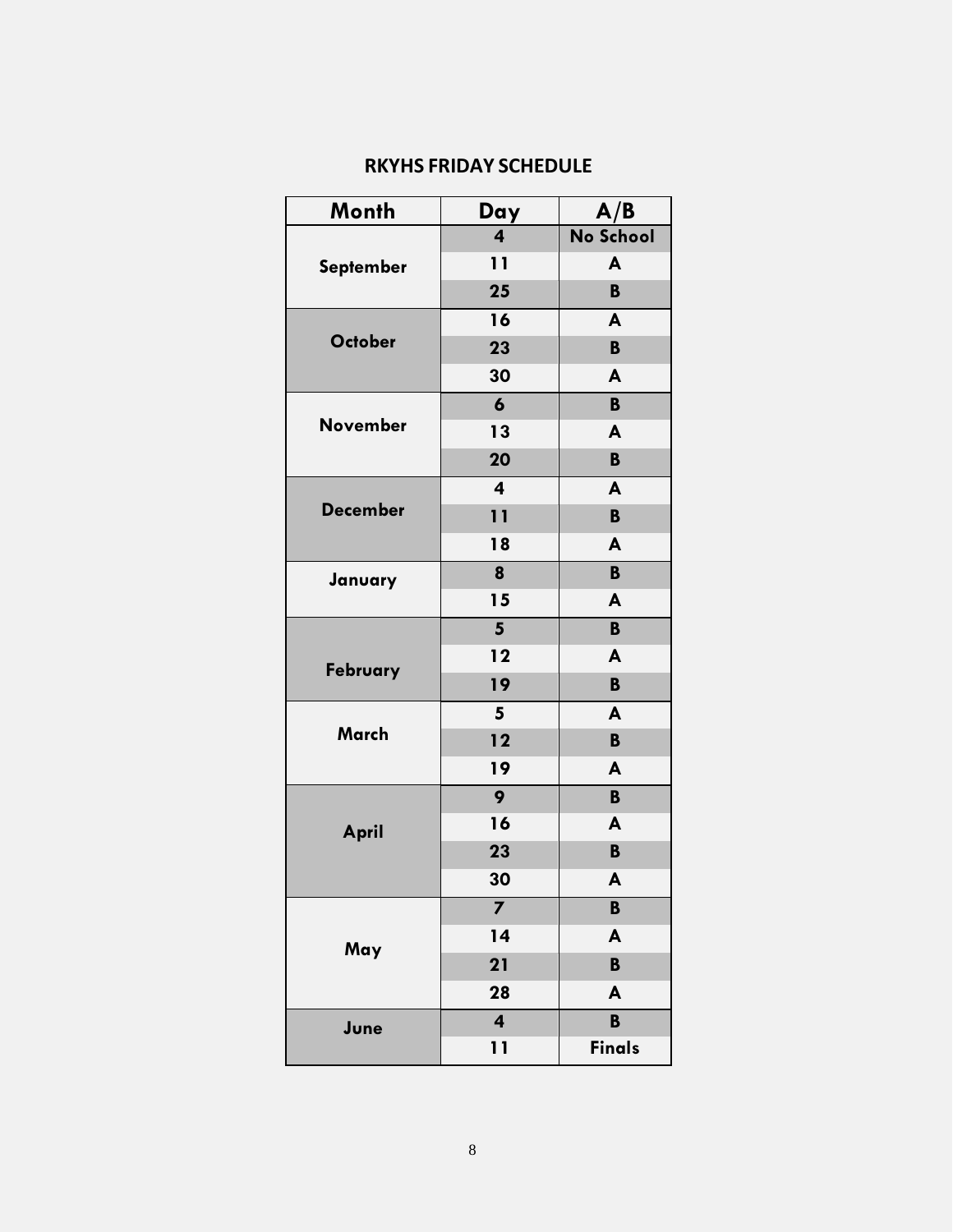## RKYHS FRIDAY SCHEDULE

| Month | Day | A/B |
|---|---|---|
| September | 4 | No School |
| | 11 | A |
| | 25 | B |
| October | 16 | A |
| | 23 | B |
| | 30 | A |
| November | 6 | B |
| | 13 | A |
| | 20 | B |
| December | 4 | A |
| | 11 | B |
| | 18 | A |
| January | 8 | B |
| | 15 | A |
| February | 5 | B |
| | 12 | A |
| | 19 | B |
| March | 5 | A |
| | 12 | B |
| | 19 | A |
| April | 9 | B |
| | 16 | A |
| | 23 | B |
| | 30 | A |
| May | 7 | B |
| | 14 | A |
| | 21 | B |
| | 28 | A |
| June | 4 | B |
| | 11 | Finals |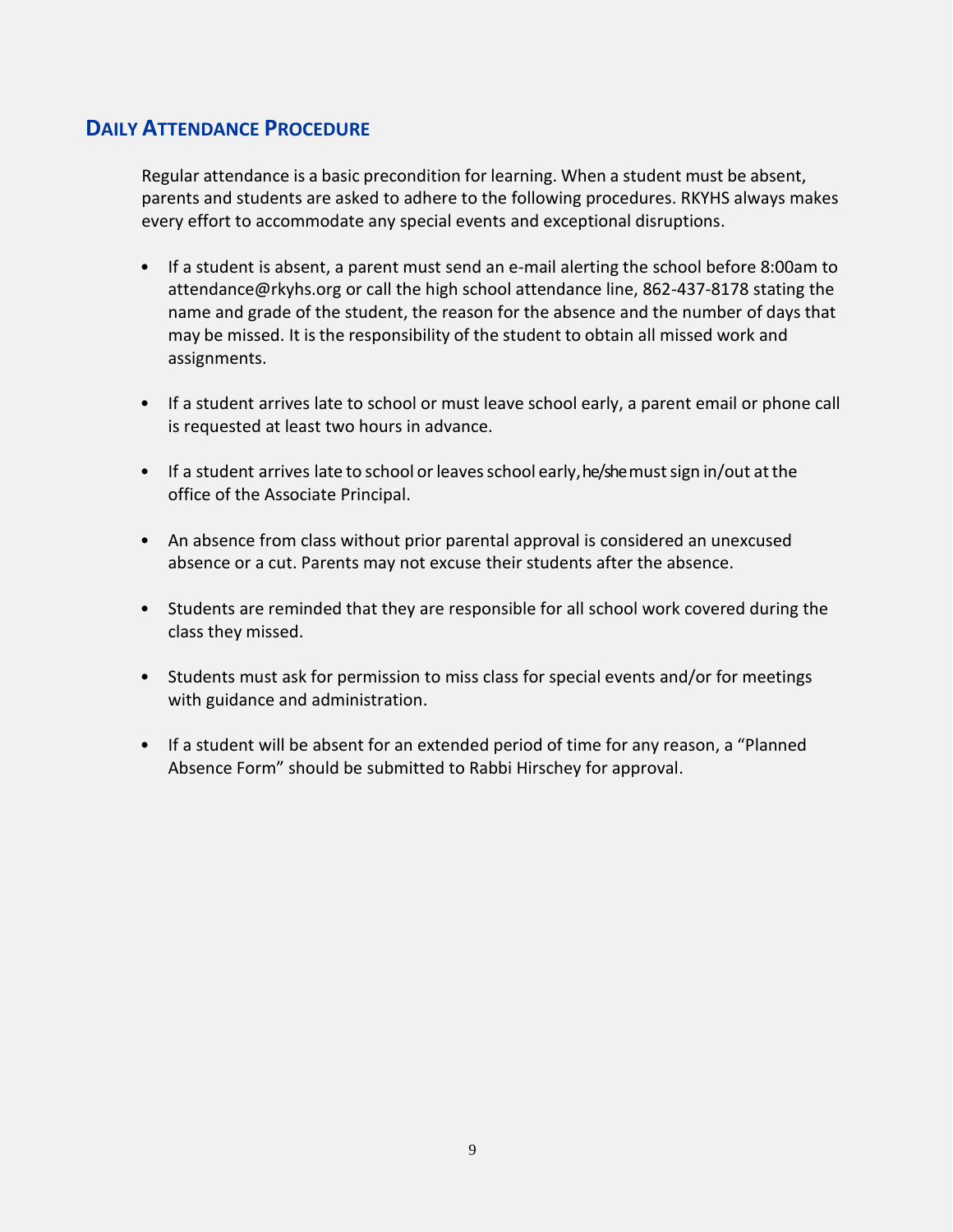## Daily Attendance Procedure

Regular attendance is a basic precondition for learning. When a student must be absent, parents and students are asked to adhere to the following procedures. RKYHS always makes every effort to accommodate any special events and exceptional disruptions.

- If a student is absent, a parent must send an e-mail alerting the school before 8:00am to attendance@rkyhs.org or call the high school attendance line, 862-437-8178 stating the name and grade of the student, the reason for the absence and the number of days that may be missed. It is the responsibility of the student to obtain all missed work and assignments.

- If a student arrives late to school or must leave school early, a parent email or phone call is requested at least two hours in advance.

- If a student arrives late to school or leaves school early, he/she must sign in/out at the office of the Associate Principal.

- An absence from class without prior parental approval is considered an unexcused absence or a cut. Parents may not excuse their students after the absence.

- Students are reminded that they are responsible for all school work covered during the class they missed.

- Students must ask for permission to miss class for special events and/or for meetings with guidance and administration.

- If a student will be absent for an extended period of time for any reason, a "Planned Absence Form" should be submitted to Rabbi Hirschey for approval.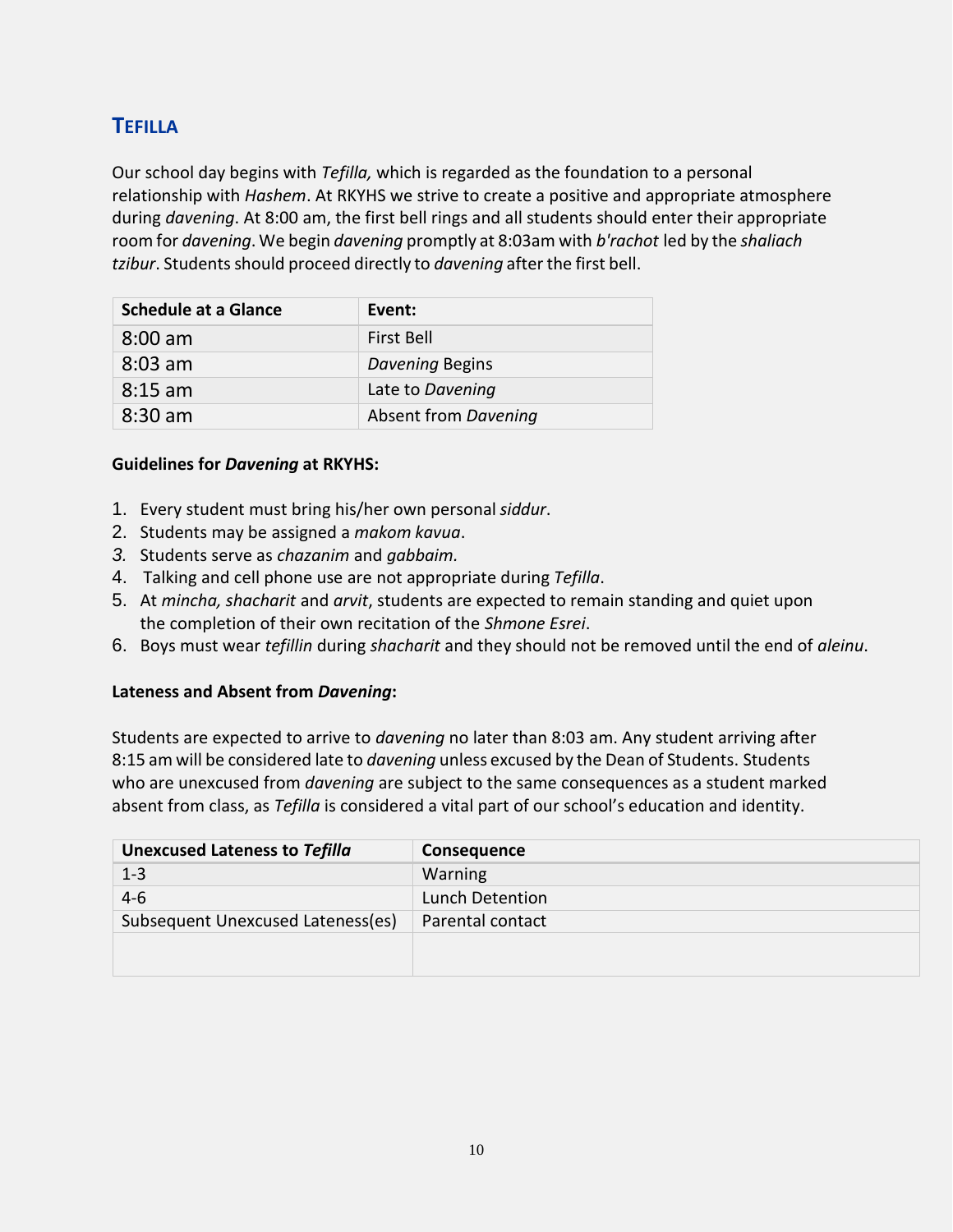## TEFILLA

Our school day begins with *Tefilla,* which is regarded as the foundation to a personal relationship with *Hashem*. At RKYHS we strive to create a positive and appropriate atmosphere during *davening*. At 8:00 am, the first bell rings and all students should enter their appropriate room for *davening*. We begin *davening* promptly at 8:03am with *b'rachot* led by the *shaliach tzibur*. Students should proceed directly to *davening* after the first bell.

| Schedule at a Glance | Event: |
|---|---|
| 8:00 am | First Bell |
| 8:03 am | *Davening* Begins |
| 8:15 am | Late to *Davening* |
| 8:30 am | Absent from *Davening* |

**Guidelines for *Davening* at RKYHS:**

1. Every student must bring his/her own personal *siddur*.
2. Students may be assigned a *makom kavua*.
3. Students serve as *chazanim* and *gabbaim.*
4. Talking and cell phone use are not appropriate during *Tefilla*.
5. At *mincha, shacharit* and *arvit*, students are expected to remain standing and quiet upon the completion of their own recitation of the *Shmone Esrei*.
6. Boys must wear *tefillin* during *shacharit* and they should not be removed until the end of *aleinu*.

**Lateness and Absent from *Davening*:**

Students are expected to arrive to *davening* no later than 8:03 am. Any student arriving after 8:15 am will be considered late to *davening* unless excused by the Dean of Students. Students who are unexcused from *davening* are subject to the same consequences as a student marked absent from class, as *Tefilla* is considered a vital part of our school's education and identity.

| Unexcused Lateness to *Tefilla* | Consequence |
|---|---|
| 1-3 | Warning |
| 4-6 | Lunch Detention |
| Subsequent Unexcused Lateness(es) | Parental contact |
| | |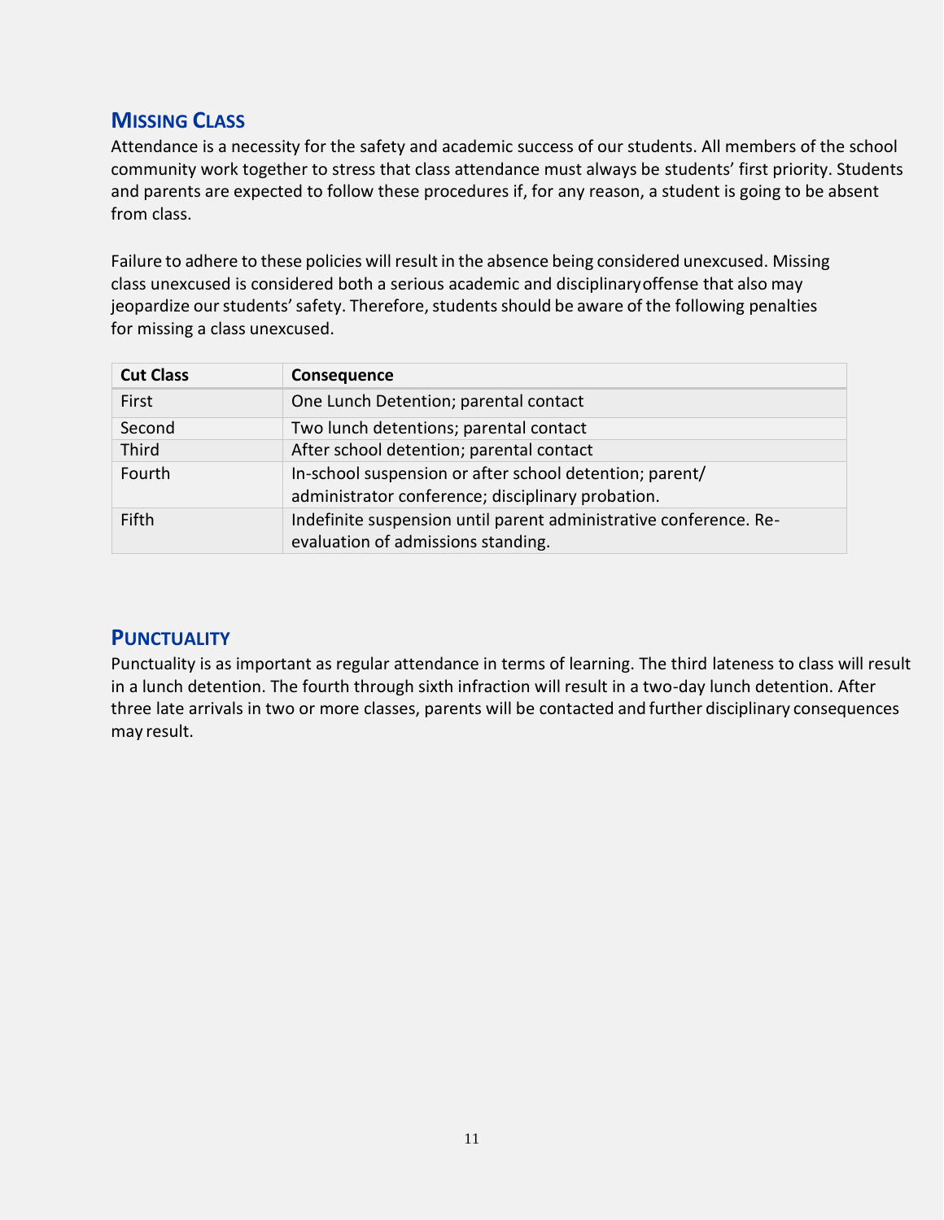## Missing Class

Attendance is a necessity for the safety and academic success of our students. All members of the school community work together to stress that class attendance must always be students' first priority. Students and parents are expected to follow these procedures if, for any reason, a student is going to be absent from class.

Failure to adhere to these policies will result in the absence being considered unexcused. Missing class unexcused is considered both a serious academic and disciplinary offense that also may jeopardize our students' safety. Therefore, students should be aware of the following penalties for missing a class unexcused.

| Cut Class | Consequence |
|---|---|
| First | One Lunch Detention; parental contact |
| Second | Two lunch detentions; parental contact |
| Third | After school detention; parental contact |
| Fourth | In-school suspension or after school detention; parent/ administrator conference; disciplinary probation. |
| Fifth | Indefinite suspension until parent administrative conference. Re-evaluation of admissions standing. |

## Punctuality

Punctuality is as important as regular attendance in terms of learning. The third lateness to class will result in a lunch detention. The fourth through sixth infraction will result in a two-day lunch detention. After three late arrivals in two or more classes, parents will be contacted and further disciplinary consequences may result.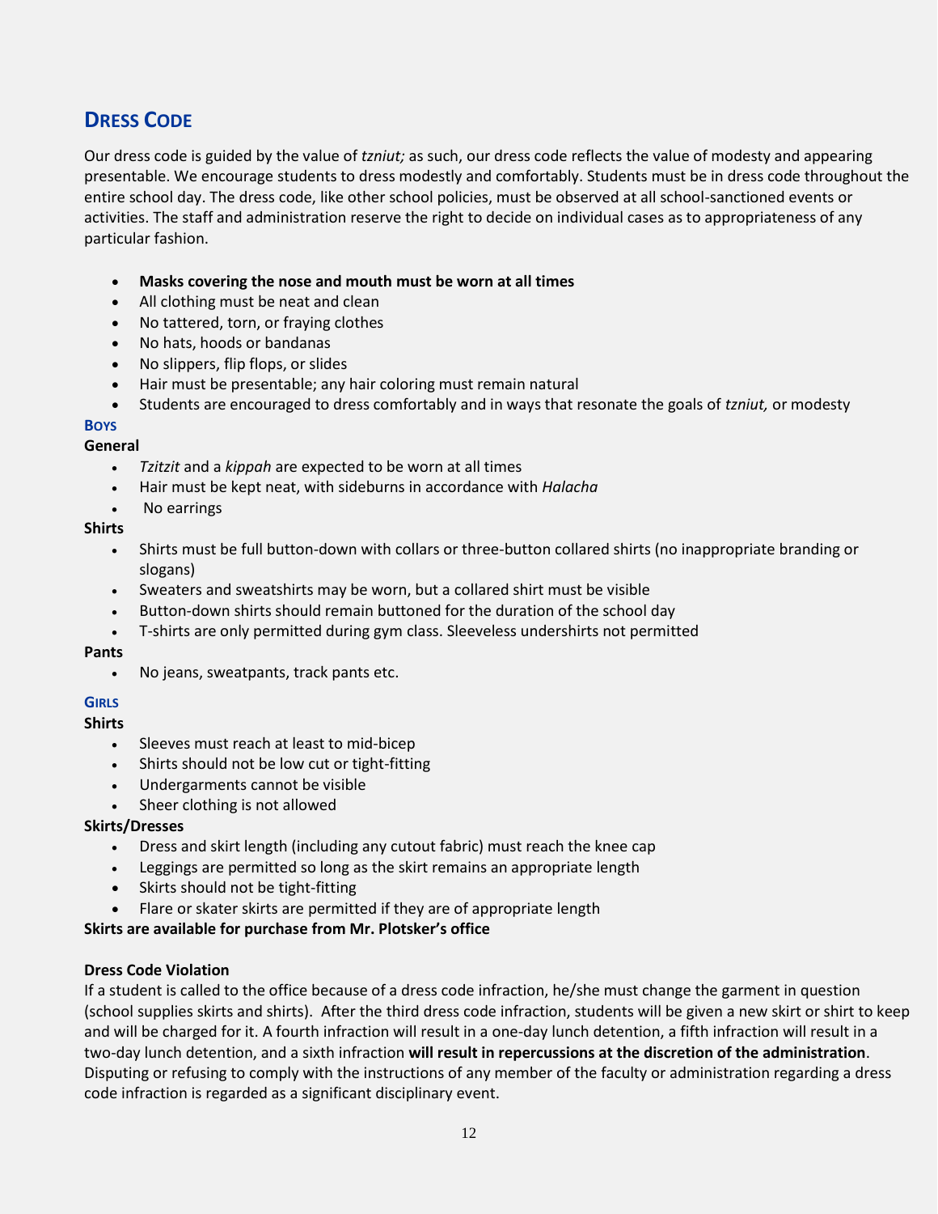## Dress Code

Our dress code is guided by the value of *tzniut;* as such, our dress code reflects the value of modesty and appearing presentable. We encourage students to dress modestly and comfortably. Students must be in dress code throughout the entire school day. The dress code, like other school policies, must be observed at all school-sanctioned events or activities. The staff and administration reserve the right to decide on individual cases as to appropriateness of any particular fashion.

- **Masks covering the nose and mouth must be worn at all times**
- All clothing must be neat and clean
- No tattered, torn, or fraying clothes
- No hats, hoods or bandanas
- No slippers, flip flops, or slides
- Hair must be presentable; any hair coloring must remain natural
- Students are encouraged to dress comfortably and in ways that resonate the goals of *tzniut,* or modesty

### Boys

**General**

- *Tzitzit* and a *kippah* are expected to be worn at all times
- Hair must be kept neat, with sideburns in accordance with *Halacha*
- No earrings

**Shirts**

- Shirts must be full button-down with collars or three-button collared shirts (no inappropriate branding or slogans)
- Sweaters and sweatshirts may be worn, but a collared shirt must be visible
- Button-down shirts should remain buttoned for the duration of the school day
- T-shirts are only permitted during gym class. Sleeveless undershirts not permitted

**Pants**

- No jeans, sweatpants, track pants etc.

### Girls

**Shirts**

- Sleeves must reach at least to mid-bicep
- Shirts should not be low cut or tight-fitting
- Undergarments cannot be visible
- Sheer clothing is not allowed

**Skirts/Dresses**

- Dress and skirt length (including any cutout fabric) must reach the knee cap
- Leggings are permitted so long as the skirt remains an appropriate length
- Skirts should not be tight-fitting
- Flare or skater skirts are permitted if they are of appropriate length

**Skirts are available for purchase from Mr. Plotsker's office**

**Dress Code Violation**

If a student is called to the office because of a dress code infraction, he/she must change the garment in question (school supplies skirts and shirts). After the third dress code infraction, students will be given a new skirt or shirt to keep and will be charged for it. A fourth infraction will result in a one-day lunch detention, a fifth infraction will result in a two-day lunch detention, and a sixth infraction **will result in repercussions at the discretion of the administration**. Disputing or refusing to comply with the instructions of any member of the faculty or administration regarding a dress code infraction is regarded as a significant disciplinary event.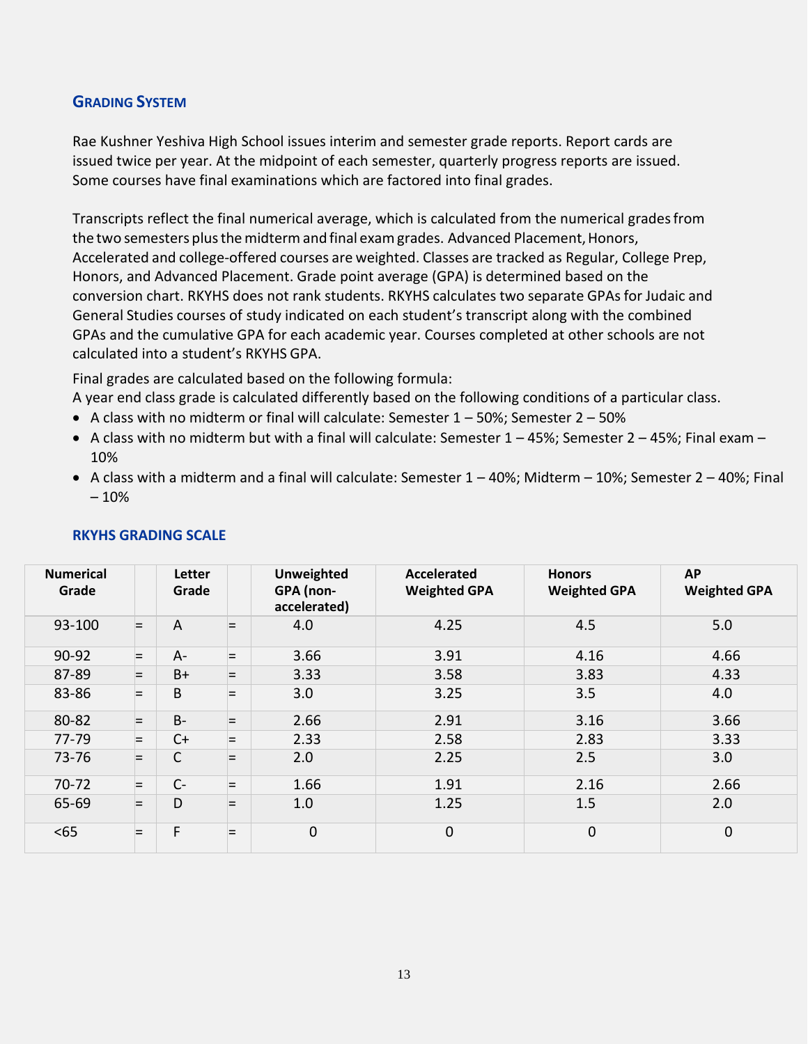## Grading System

Rae Kushner Yeshiva High School issues interim and semester grade reports. Report cards are issued twice per year. At the midpoint of each semester, quarterly progress reports are issued. Some courses have final examinations which are factored into final grades.

Transcripts reflect the final numerical average, which is calculated from the numerical grades from the two semesters plus the midterm and final exam grades. Advanced Placement, Honors, Accelerated and college-offered courses are weighted. Classes are tracked as Regular, College Prep, Honors, and Advanced Placement. Grade point average (GPA) is determined based on the conversion chart. RKYHS does not rank students. RKYHS calculates two separate GPAs for Judaic and General Studies courses of study indicated on each student's transcript along with the combined GPAs and the cumulative GPA for each academic year. Courses completed at other schools are not calculated into a student's RKYHS GPA.

Final grades are calculated based on the following formula:

A year end class grade is calculated differently based on the following conditions of a particular class.

- A class with no midterm or final will calculate: Semester 1 – 50%; Semester 2 – 50%
- A class with no midterm but with a final will calculate: Semester 1 – 45%; Semester 2 – 45%; Final exam – 10%
- A class with a midterm and a final will calculate: Semester 1 – 40%; Midterm – 10%; Semester 2 – 40%; Final – 10%

### RKYHS GRADING SCALE

| Numerical Grade | | Letter Grade | | Unweighted GPA (non-accelerated) | Accelerated Weighted GPA | Honors Weighted GPA | AP Weighted GPA |
|---|---|---|---|---|---|---|---|
| 93-100 | = | A | = | 4.0 | 4.25 | 4.5 | 5.0 |
| 90-92 | = | A- | = | 3.66 | 3.91 | 4.16 | 4.66 |
| 87-89 | = | B+ | = | 3.33 | 3.58 | 3.83 | 4.33 |
| 83-86 | = | B | = | 3.0 | 3.25 | 3.5 | 4.0 |
| 80-82 | = | B- | = | 2.66 | 2.91 | 3.16 | 3.66 |
| 77-79 | = | C+ | = | 2.33 | 2.58 | 2.83 | 3.33 |
| 73-76 | = | C | = | 2.0 | 2.25 | 2.5 | 3.0 |
| 70-72 | = | C- | = | 1.66 | 1.91 | 2.16 | 2.66 |
| 65-69 | = | D | = | 1.0 | 1.25 | 1.5 | 2.0 |
| <65 | = | F | = | 0 | 0 | 0 | 0 |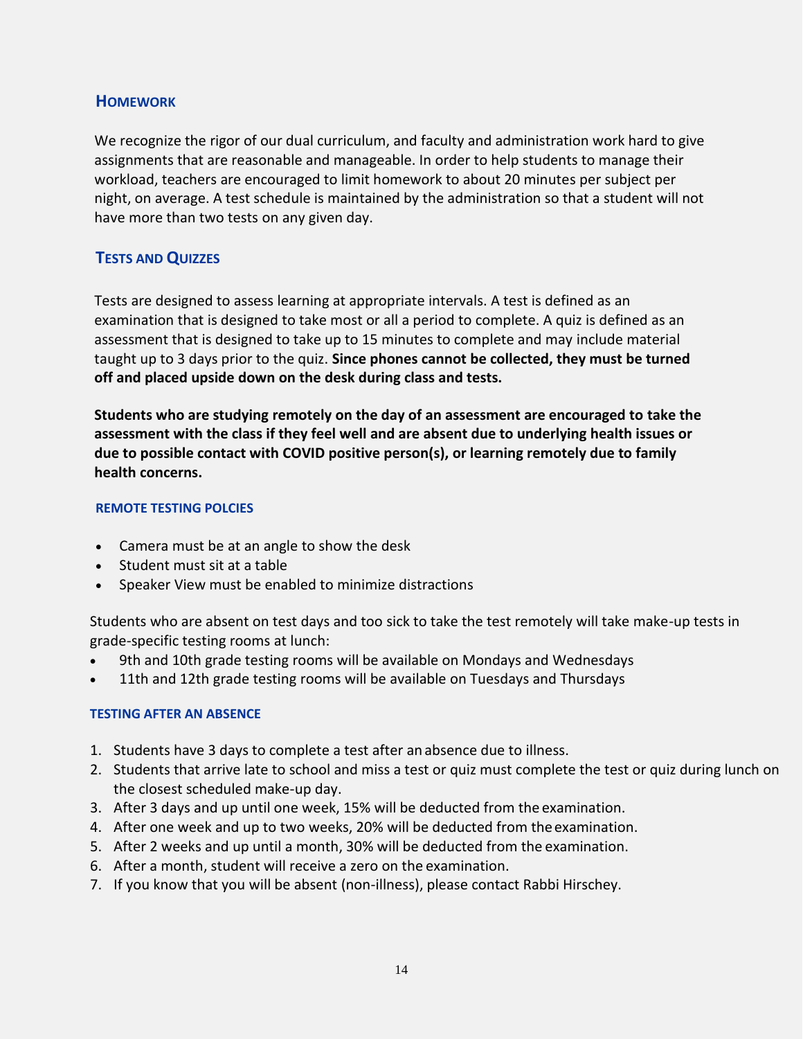## Homework

We recognize the rigor of our dual curriculum, and faculty and administration work hard to give assignments that are reasonable and manageable. In order to help students to manage their workload, teachers are encouraged to limit homework to about 20 minutes per subject per night, on average. A test schedule is maintained by the administration so that a student will not have more than two tests on any given day.

## Tests and Quizzes

Tests are designed to assess learning at appropriate intervals. A test is defined as an examination that is designed to take most or all a period to complete. A quiz is defined as an assessment that is designed to take up to 15 minutes to complete and may include material taught up to 3 days prior to the quiz. **Since phones cannot be collected, they must be turned off and placed upside down on the desk during class and tests.**

**Students who are studying remotely on the day of an assessment are encouraged to take the assessment with the class if they feel well and are absent due to underlying health issues or due to possible contact with COVID positive person(s), or learning remotely due to family health concerns.**

### REMOTE TESTING POLCIES

- Camera must be at an angle to show the desk
- Student must sit at a table
- Speaker View must be enabled to minimize distractions

Students who are absent on test days and too sick to take the test remotely will take make-up tests in grade-specific testing rooms at lunch:

- 9th and 10th grade testing rooms will be available on Mondays and Wednesdays
- 11th and 12th grade testing rooms will be available on Tuesdays and Thursdays

### TESTING AFTER AN ABSENCE

1. Students have 3 days to complete a test after an absence due to illness.
2. Students that arrive late to school and miss a test or quiz must complete the test or quiz during lunch on the closest scheduled make-up day.
3. After 3 days and up until one week, 15% will be deducted from the examination.
4. After one week and up to two weeks, 20% will be deducted from the examination.
5. After 2 weeks and up until a month, 30% will be deducted from the examination.
6. After a month, student will receive a zero on the examination.
7. If you know that you will be absent (non-illness), please contact Rabbi Hirschey.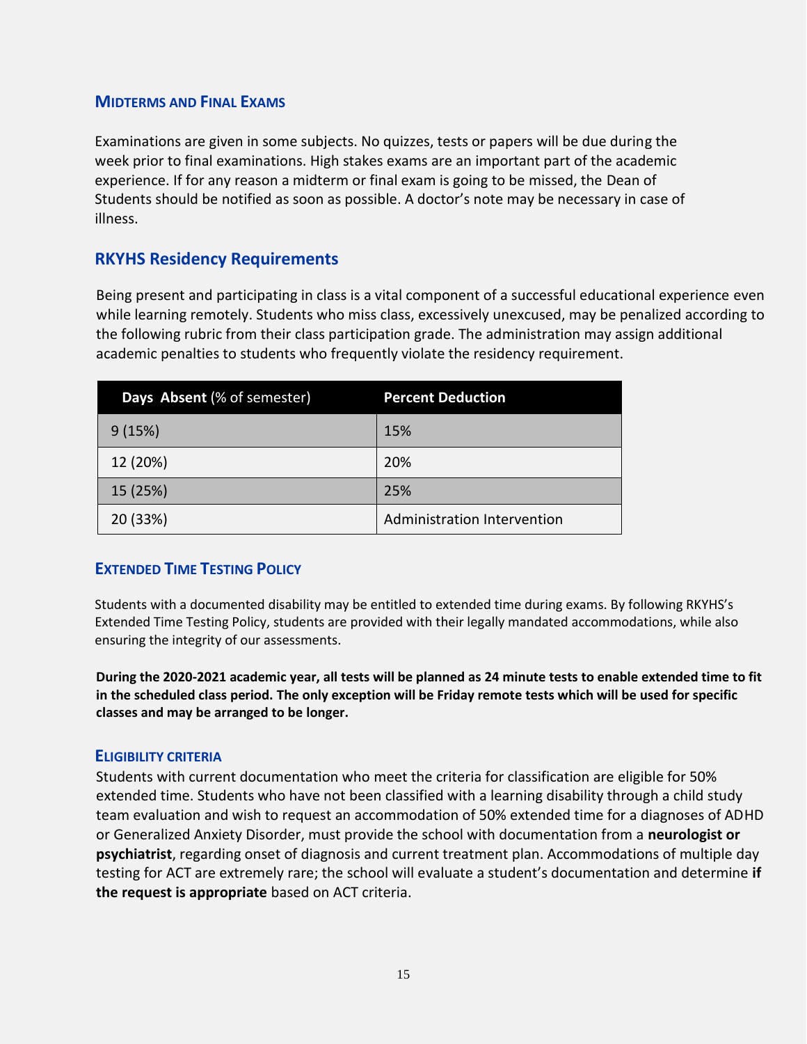## Midterms and Final Exams

Examinations are given in some subjects. No quizzes, tests or papers will be due during the week prior to final examinations. High stakes exams are an important part of the academic experience. If for any reason a midterm or final exam is going to be missed, the Dean of Students should be notified as soon as possible. A doctor's note may be necessary in case of illness.

## RKYHS Residency Requirements

Being present and participating in class is a vital component of a successful educational experience even while learning remotely. Students who miss class, excessively unexcused, may be penalized according to the following rubric from their class participation grade. The administration may assign additional academic penalties to students who frequently violate the residency requirement.

| **Days Absent** (% of semester) | **Percent Deduction** |
|---|---|
| 9 (15%) | 15% |
| 12 (20%) | 20% |
| 15 (25%) | 25% |
| 20 (33%) | Administration Intervention |

## Extended Time Testing Policy

Students with a documented disability may be entitled to extended time during exams. By following RKYHS's Extended Time Testing Policy, students are provided with their legally mandated accommodations, while also ensuring the integrity of our assessments.

**During the 2020-2021 academic year, all tests will be planned as 24 minute tests to enable extended time to fit in the scheduled class period. The only exception will be Friday remote tests which will be used for specific classes and may be arranged to be longer.**

### Eligibility Criteria

Students with current documentation who meet the criteria for classification are eligible for 50% extended time. Students who have not been classified with a learning disability through a child study team evaluation and wish to request an accommodation of 50% extended time for a diagnoses of ADHD or Generalized Anxiety Disorder, must provide the school with documentation from a **neurologist or psychiatrist**, regarding onset of diagnosis and current treatment plan. Accommodations of multiple day testing for ACT are extremely rare; the school will evaluate a student's documentation and determine **if the request is appropriate** based on ACT criteria.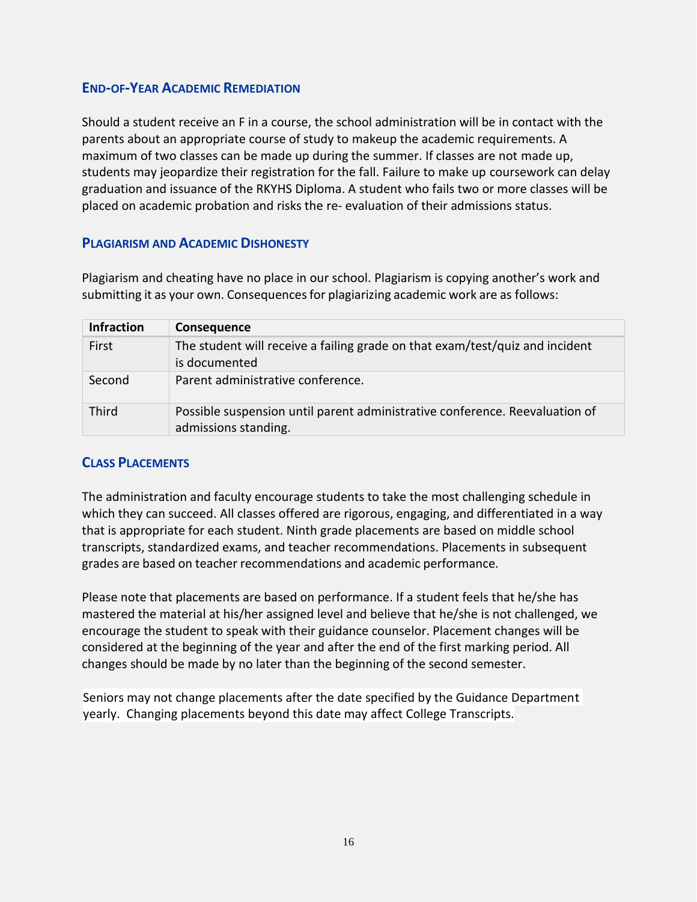## END-OF-YEAR ACADEMIC REMEDIATION

Should a student receive an F in a course, the school administration will be in contact with the parents about an appropriate course of study to makeup the academic requirements. A maximum of two classes can be made up during the summer. If classes are not made up, students may jeopardize their registration for the fall. Failure to make up coursework can delay graduation and issuance of the RKYHS Diploma. A student who fails two or more classes will be placed on academic probation and risks the re- evaluation of their admissions status.

## PLAGIARISM AND ACADEMIC DISHONESTY

Plagiarism and cheating have no place in our school. Plagiarism is copying another's work and submitting it as your own. Consequences for plagiarizing academic work are as follows:

| Infraction | Consequence |
|---|---|
| First | The student will receive a failing grade on that exam/test/quiz and incident is documented |
| Second | Parent administrative conference. |
| Third | Possible suspension until parent administrative conference. Reevaluation of admissions standing. |

## CLASS PLACEMENTS

The administration and faculty encourage students to take the most challenging schedule in which they can succeed. All classes offered are rigorous, engaging, and differentiated in a way that is appropriate for each student. Ninth grade placements are based on middle school transcripts, standardized exams, and teacher recommendations. Placements in subsequent grades are based on teacher recommendations and academic performance.

Please note that placements are based on performance. If a student feels that he/she has mastered the material at his/her assigned level and believe that he/she is not challenged, we encourage the student to speak with their guidance counselor. Placement changes will be considered at the beginning of the year and after the end of the first marking period. All changes should be made by no later than the beginning of the second semester.

Seniors may not change placements after the date specified by the Guidance Department yearly. Changing placements beyond this date may affect College Transcripts.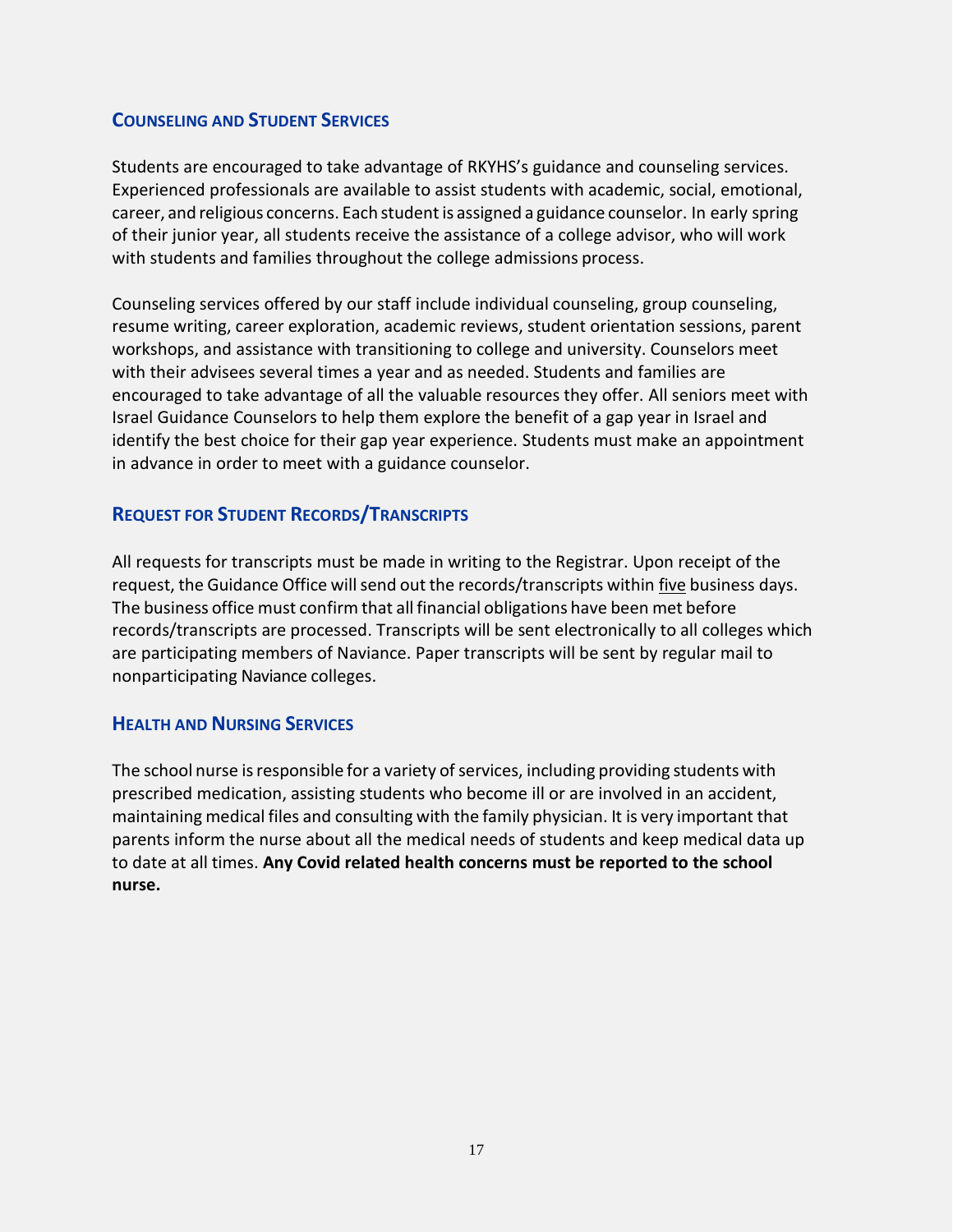## Counseling and Student Services

Students are encouraged to take advantage of RKYHS's guidance and counseling services. Experienced professionals are available to assist students with academic, social, emotional, career, and religious concerns. Each student is assigned a guidance counselor. In early spring of their junior year, all students receive the assistance of a college advisor, who will work with students and families throughout the college admissions process.

Counseling services offered by our staff include individual counseling, group counseling, resume writing, career exploration, academic reviews, student orientation sessions, parent workshops, and assistance with transitioning to college and university. Counselors meet with their advisees several times a year and as needed. Students and families are encouraged to take advantage of all the valuable resources they offer. All seniors meet with Israel Guidance Counselors to help them explore the benefit of a gap year in Israel and identify the best choice for their gap year experience. Students must make an appointment in advance in order to meet with a guidance counselor.

## Request for Student Records/Transcripts

All requests for transcripts must be made in writing to the Registrar. Upon receipt of the request, the Guidance Office will send out the records/transcripts within five business days. The business office must confirm that all financial obligations have been met before records/transcripts are processed. Transcripts will be sent electronically to all colleges which are participating members of Naviance. Paper transcripts will be sent by regular mail to nonparticipating Naviance colleges.

## Health and Nursing Services

The school nurse is responsible for a variety of services, including providing students with prescribed medication, assisting students who become ill or are involved in an accident, maintaining medical files and consulting with the family physician. It is very important that parents inform the nurse about all the medical needs of students and keep medical data up to date at all times. **Any Covid related health concerns must be reported to the school nurse.**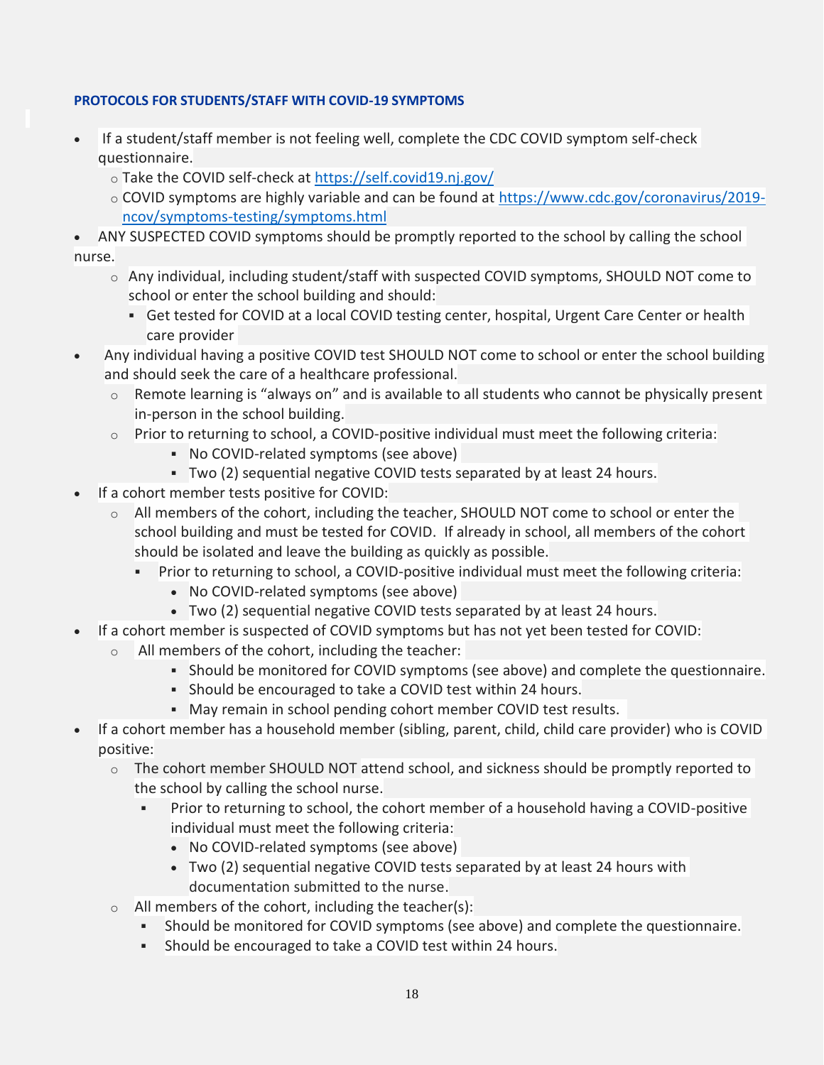#### PROTOCOLS FOR STUDENTS/STAFF WITH COVID-19 SYMPTOMS

- If a student/staff member is not feeling well, complete the CDC COVID symptom self-check questionnaire.
  - Take the COVID self-check at https://self.covid19.nj.gov/
  - COVID symptoms are highly variable and can be found at https://www.cdc.gov/coronavirus/2019-ncov/symptoms-testing/symptoms.html
- ANY SUSPECTED COVID symptoms should be promptly reported to the school by calling the school nurse.
  - Any individual, including student/staff with suspected COVID symptoms, SHOULD NOT come to school or enter the school building and should:
    - Get tested for COVID at a local COVID testing center, hospital, Urgent Care Center or health care provider
- Any individual having a positive COVID test SHOULD NOT come to school or enter the school building and should seek the care of a healthcare professional.
  - Remote learning is "always on" and is available to all students who cannot be physically present in-person in the school building.
  - Prior to returning to school, a COVID-positive individual must meet the following criteria:
    - No COVID-related symptoms (see above)
    - Two (2) sequential negative COVID tests separated by at least 24 hours.
- If a cohort member tests positive for COVID:
  - All members of the cohort, including the teacher, SHOULD NOT come to school or enter the school building and must be tested for COVID. If already in school, all members of the cohort should be isolated and leave the building as quickly as possible.
    - Prior to returning to school, a COVID-positive individual must meet the following criteria:
      - No COVID-related symptoms (see above)
      - Two (2) sequential negative COVID tests separated by at least 24 hours.
- If a cohort member is suspected of COVID symptoms but has not yet been tested for COVID:
  - All members of the cohort, including the teacher:
    - Should be monitored for COVID symptoms (see above) and complete the questionnaire.
    - Should be encouraged to take a COVID test within 24 hours.
    - May remain in school pending cohort member COVID test results.
- If a cohort member has a household member (sibling, parent, child, child care provider) who is COVID positive:
  - The cohort member SHOULD NOT attend school, and sickness should be promptly reported to the school by calling the school nurse.
    - Prior to returning to school, the cohort member of a household having a COVID-positive individual must meet the following criteria:
      - No COVID-related symptoms (see above)
      - Two (2) sequential negative COVID tests separated by at least 24 hours with documentation submitted to the nurse.
  - All members of the cohort, including the teacher(s):
    - Should be monitored for COVID symptoms (see above) and complete the questionnaire.
    - Should be encouraged to take a COVID test within 24 hours.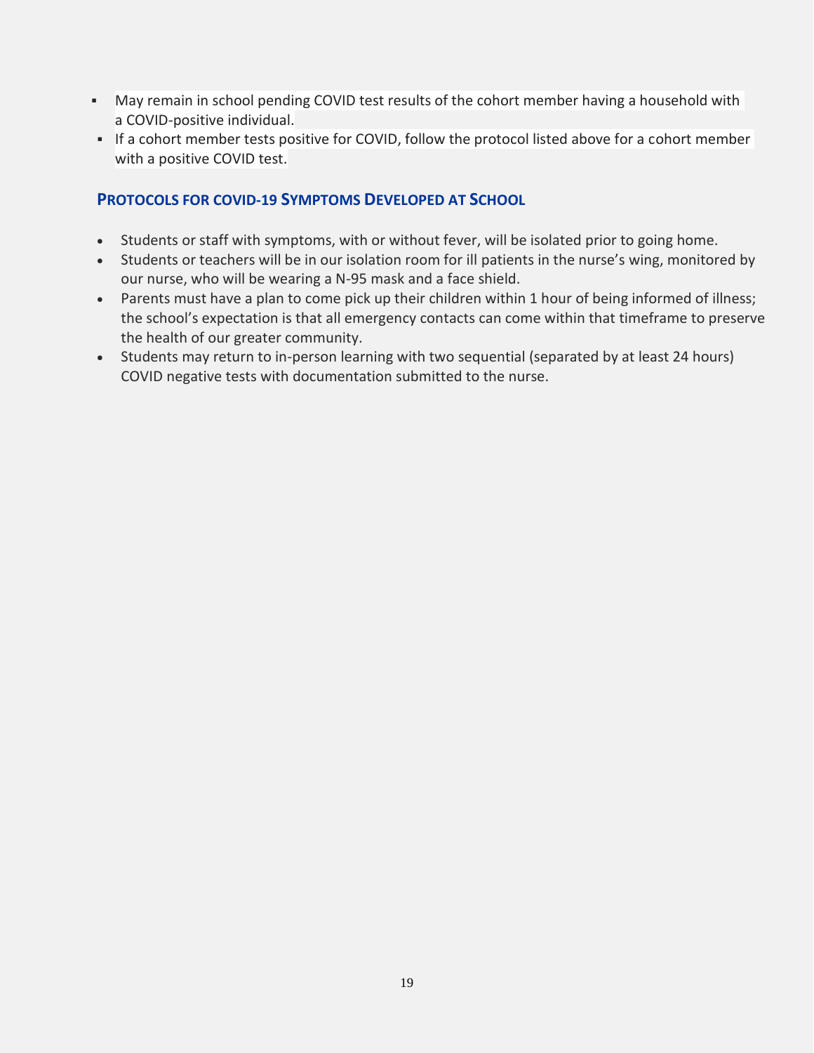- May remain in school pending COVID test results of the cohort member having a household with a COVID-positive individual.
- If a cohort member tests positive for COVID, follow the protocol listed above for a cohort member with a positive COVID test.

## Protocols for COVID-19 Symptoms Developed at School

- Students or staff with symptoms, with or without fever, will be isolated prior to going home.
- Students or teachers will be in our isolation room for ill patients in the nurse's wing, monitored by our nurse, who will be wearing a N-95 mask and a face shield.
- Parents must have a plan to come pick up their children within 1 hour of being informed of illness; the school's expectation is that all emergency contacts can come within that timeframe to preserve the health of our greater community.
- Students may return to in-person learning with two sequential (separated by at least 24 hours) COVID negative tests with documentation submitted to the nurse.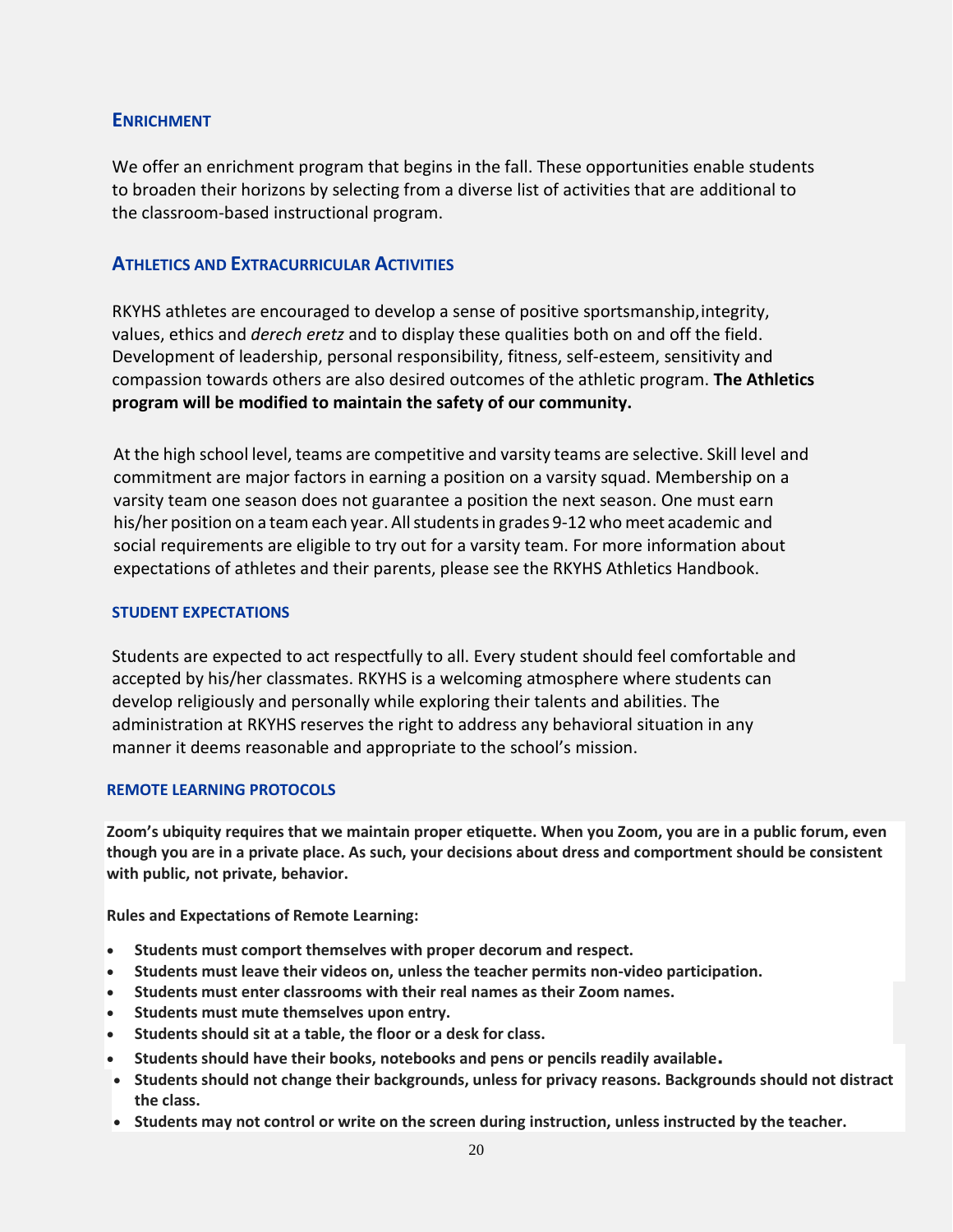## ENRICHMENT

We offer an enrichment program that begins in the fall. These opportunities enable students to broaden their horizons by selecting from a diverse list of activities that are additional to the classroom-based instructional program.

## ATHLETICS AND EXTRACURRICULAR ACTIVITIES

RKYHS athletes are encouraged to develop a sense of positive sportsmanship, integrity, values, ethics and *derech eretz* and to display these qualities both on and off the field. Development of leadership, personal responsibility, fitness, self-esteem, sensitivity and compassion towards others are also desired outcomes of the athletic program. **The Athletics program will be modified to maintain the safety of our community.**

At the high school level, teams are competitive and varsity teams are selective. Skill level and commitment are major factors in earning a position on a varsity squad. Membership on a varsity team one season does not guarantee a position the next season. One must earn his/her position on a team each year. All students in grades 9-12 who meet academic and social requirements are eligible to try out for a varsity team. For more information about expectations of athletes and their parents, please see the RKYHS Athletics Handbook.

### STUDENT EXPECTATIONS

Students are expected to act respectfully to all. Every student should feel comfortable and accepted by his/her classmates. RKYHS is a welcoming atmosphere where students can develop religiously and personally while exploring their talents and abilities. The administration at RKYHS reserves the right to address any behavioral situation in any manner it deems reasonable and appropriate to the school's mission.

### REMOTE LEARNING PROTOCOLS

**Zoom's ubiquity requires that we maintain proper etiquette. When you Zoom, you are in a public forum, even though you are in a private place. As such, your decisions about dress and comportment should be consistent with public, not private, behavior.**

**Rules and Expectations of Remote Learning:**

- **Students must comport themselves with proper decorum and respect.**
- **Students must leave their videos on, unless the teacher permits non-video participation.**
- **Students must enter classrooms with their real names as their Zoom names.**
- **Students must mute themselves upon entry.**
- **Students should sit at a table, the floor or a desk for class.**
- **Students should have their books, notebooks and pens or pencils readily available.**
- **Students should not change their backgrounds, unless for privacy reasons. Backgrounds should not distract the class.**
- **Students may not control or write on the screen during instruction, unless instructed by the teacher.**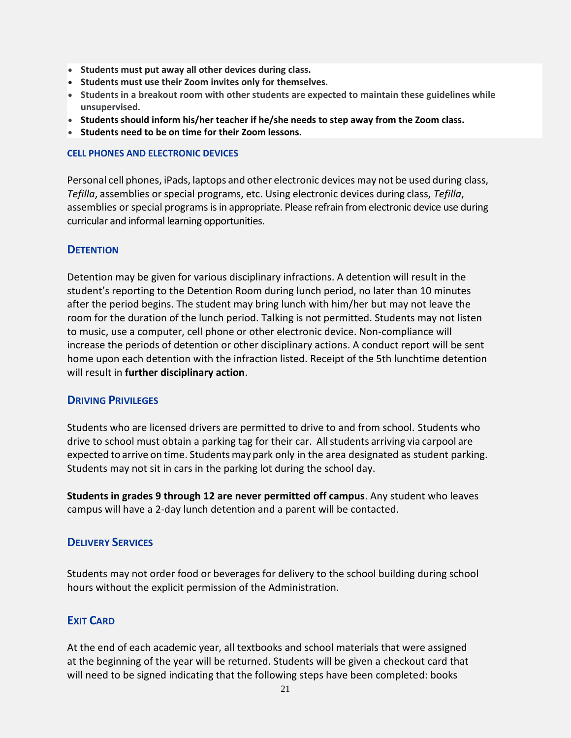- **Students must put away all other devices during class.**
- **Students must use their Zoom invites only for themselves.**
- **Students in a breakout room with other students are expected to maintain these guidelines while unsupervised.**
- **Students should inform his/her teacher if he/she needs to step away from the Zoom class.**
- **Students need to be on time for their Zoom lessons.**

#### CELL PHONES AND ELECTRONIC DEVICES

Personal cell phones, iPads, laptops and other electronic devices may not be used during class, *Tefilla*, assemblies or special programs, etc. Using electronic devices during class, *Tefilla*, assemblies or special programs is in appropriate. Please refrain from electronic device use during curricular and informal learning opportunities.

### DETENTION

Detention may be given for various disciplinary infractions. A detention will result in the student's reporting to the Detention Room during lunch period, no later than 10 minutes after the period begins. The student may bring lunch with him/her but may not leave the room for the duration of the lunch period. Talking is not permitted. Students may not listen to music, use a computer, cell phone or other electronic device. Non-compliance will increase the periods of detention or other disciplinary actions. A conduct report will be sent home upon each detention with the infraction listed. Receipt of the 5th lunchtime detention will result in **further disciplinary action**.

### DRIVING PRIVILEGES

Students who are licensed drivers are permitted to drive to and from school. Students who drive to school must obtain a parking tag for their car. All students arriving via carpool are expected to arrive on time. Students may park only in the area designated as student parking. Students may not sit in cars in the parking lot during the school day.

**Students in grades 9 through 12 are never permitted off campus**. Any student who leaves campus will have a 2-day lunch detention and a parent will be contacted.

### DELIVERY SERVICES

Students may not order food or beverages for delivery to the school building during school hours without the explicit permission of the Administration.

### EXIT CARD

At the end of each academic year, all textbooks and school materials that were assigned at the beginning of the year will be returned. Students will be given a checkout card that will need to be signed indicating that the following steps have been completed: books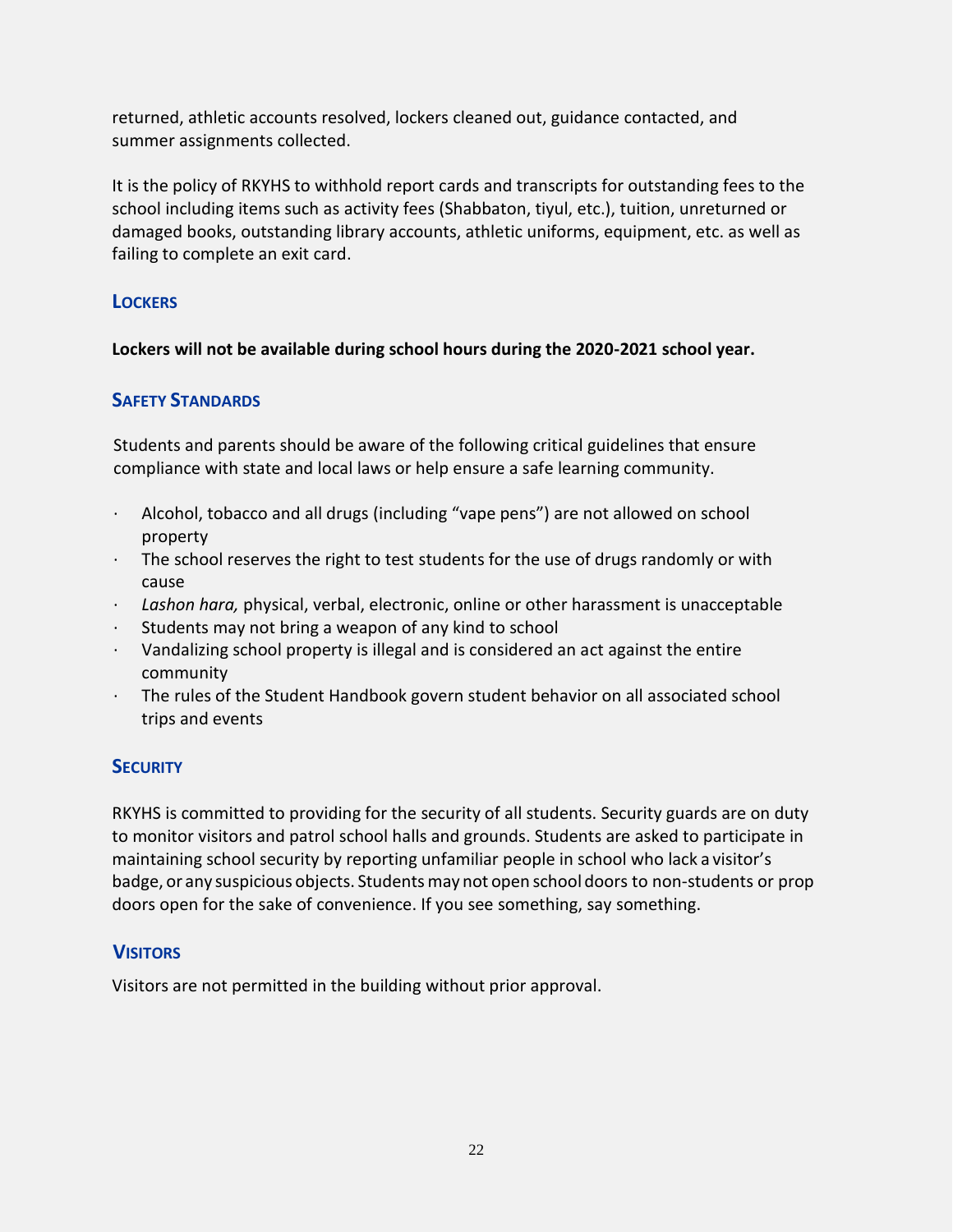returned, athletic accounts resolved, lockers cleaned out, guidance contacted, and summer assignments collected.

It is the policy of RKYHS to withhold report cards and transcripts for outstanding fees to the school including items such as activity fees (Shabbaton, tiyul, etc.), tuition, unreturned or damaged books, outstanding library accounts, athletic uniforms, equipment, etc. as well as failing to complete an exit card.

### Lockers

**Lockers will not be available during school hours during the 2020-2021 school year.**

### Safety Standards

Students and parents should be aware of the following critical guidelines that ensure compliance with state and local laws or help ensure a safe learning community.

- Alcohol, tobacco and all drugs (including "vape pens") are not allowed on school property
- The school reserves the right to test students for the use of drugs randomly or with cause
- *Lashon hara,* physical, verbal, electronic, online or other harassment is unacceptable
- Students may not bring a weapon of any kind to school
- Vandalizing school property is illegal and is considered an act against the entire community
- The rules of the Student Handbook govern student behavior on all associated school trips and events

### Security

RKYHS is committed to providing for the security of all students. Security guards are on duty to monitor visitors and patrol school halls and grounds. Students are asked to participate in maintaining school security by reporting unfamiliar people in school who lack a visitor's badge, or any suspicious objects. Students may not open school doors to non-students or prop doors open for the sake of convenience. If you see something, say something.

### Visitors

Visitors are not permitted in the building without prior approval.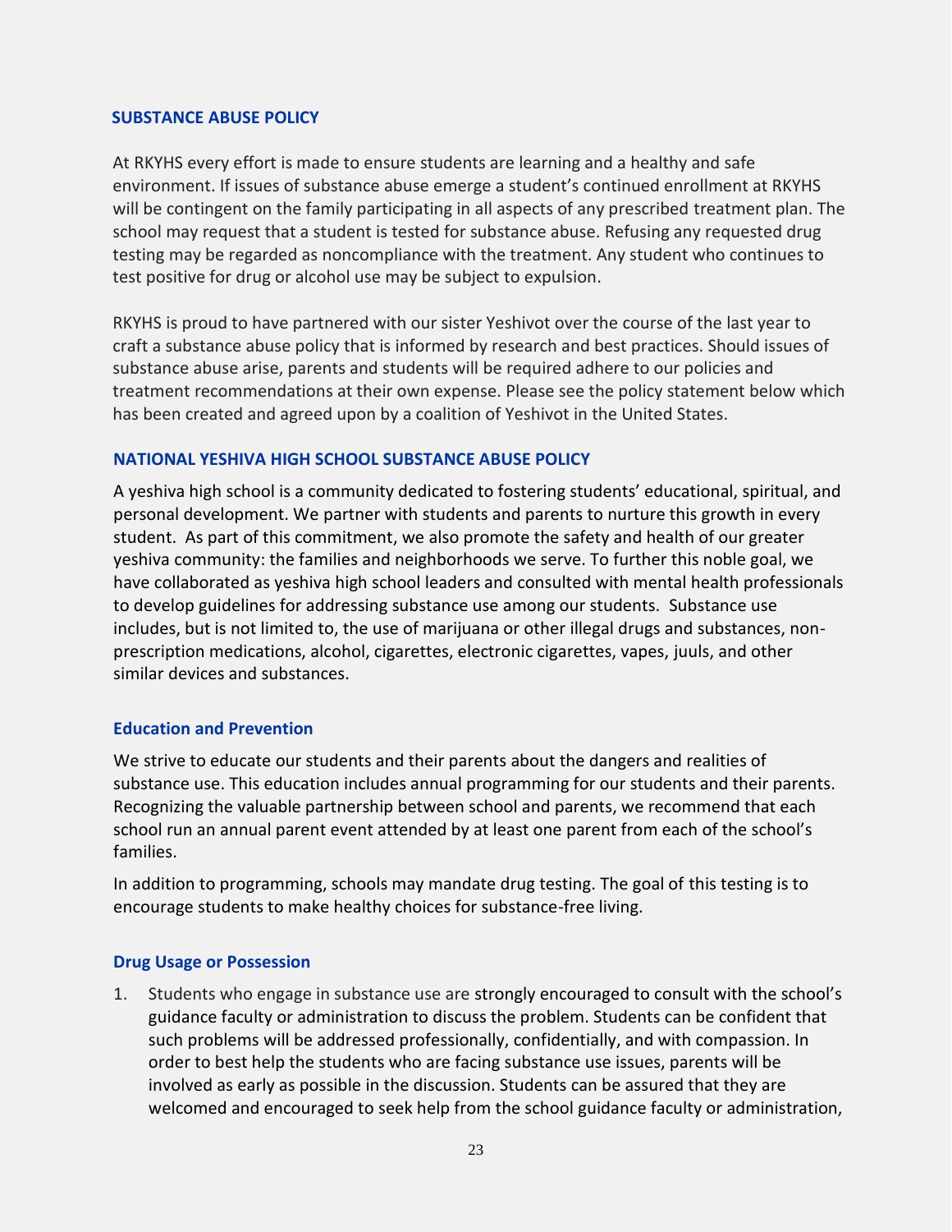## SUBSTANCE ABUSE POLICY

At RKYHS every effort is made to ensure students are learning and a healthy and safe environment. If issues of substance abuse emerge a student's continued enrollment at RKYHS will be contingent on the family participating in all aspects of any prescribed treatment plan. The school may request that a student is tested for substance abuse. Refusing any requested drug testing may be regarded as noncompliance with the treatment. Any student who continues to test positive for drug or alcohol use may be subject to expulsion.

RKYHS is proud to have partnered with our sister Yeshivot over the course of the last year to craft a substance abuse policy that is informed by research and best practices. Should issues of substance abuse arise, parents and students will be required adhere to our policies and treatment recommendations at their own expense. Please see the policy statement below which has been created and agreed upon by a coalition of Yeshivot in the United States.

## NATIONAL YESHIVA HIGH SCHOOL SUBSTANCE ABUSE POLICY

A yeshiva high school is a community dedicated to fostering students' educational, spiritual, and personal development. We partner with students and parents to nurture this growth in every student. As part of this commitment, we also promote the safety and health of our greater yeshiva community: the families and neighborhoods we serve. To further this noble goal, we have collaborated as yeshiva high school leaders and consulted with mental health professionals to develop guidelines for addressing substance use among our students. Substance use includes, but is not limited to, the use of marijuana or other illegal drugs and substances, non-prescription medications, alcohol, cigarettes, electronic cigarettes, vapes, juuls, and other similar devices and substances.

### Education and Prevention

We strive to educate our students and their parents about the dangers and realities of substance use. This education includes annual programming for our students and their parents. Recognizing the valuable partnership between school and parents, we recommend that each school run an annual parent event attended by at least one parent from each of the school's families.

In addition to programming, schools may mandate drug testing. The goal of this testing is to encourage students to make healthy choices for substance-free living.

### Drug Usage or Possession

1. Students who engage in substance use are strongly encouraged to consult with the school's guidance faculty or administration to discuss the problem. Students can be confident that such problems will be addressed professionally, confidentially, and with compassion. In order to best help the students who are facing substance use issues, parents will be involved as early as possible in the discussion. Students can be assured that they are welcomed and encouraged to seek help from the school guidance faculty or administration,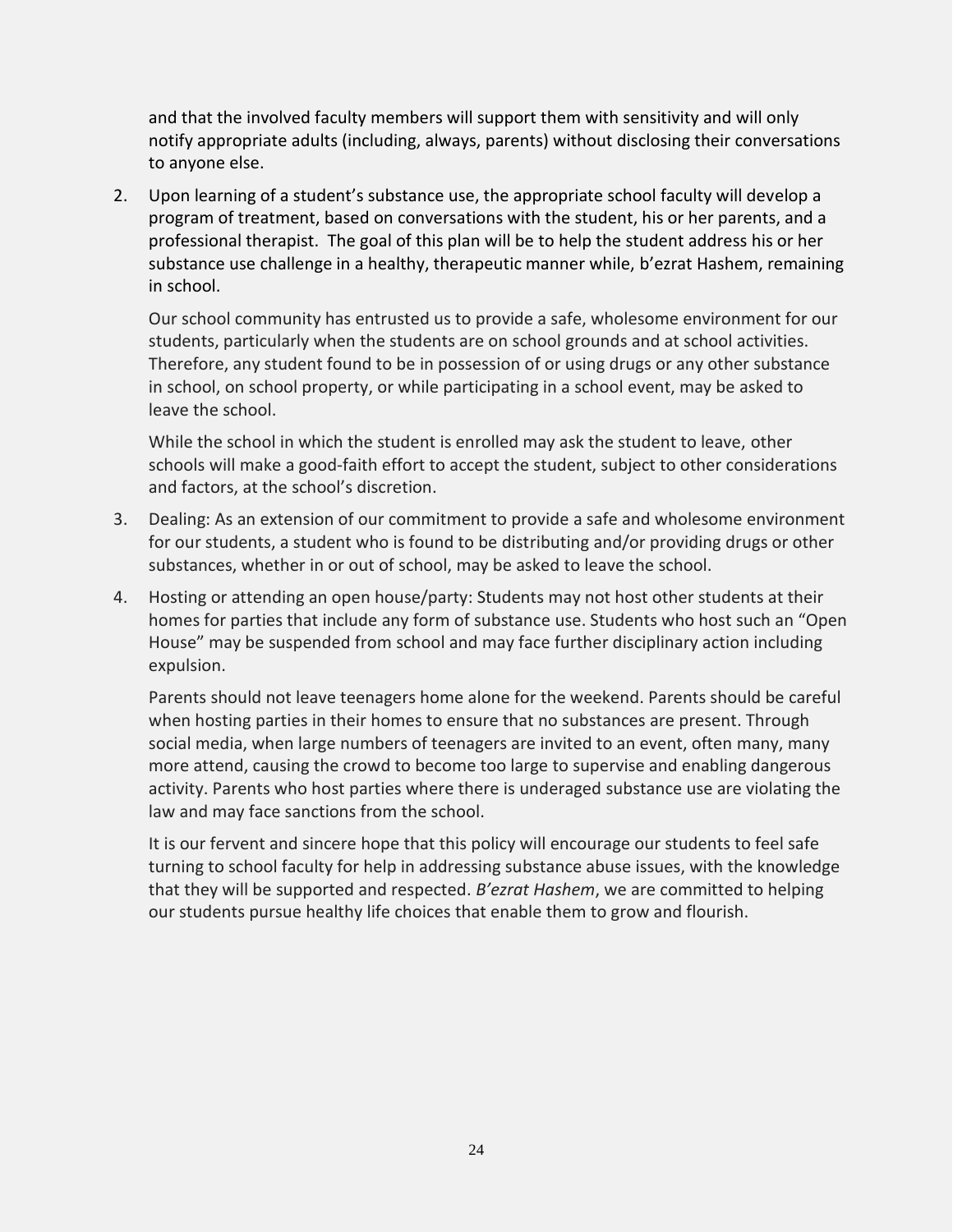and that the involved faculty members will support them with sensitivity and will only notify appropriate adults (including, always, parents) without disclosing their conversations to anyone else.

2. Upon learning of a student's substance use, the appropriate school faculty will develop a program of treatment, based on conversations with the student, his or her parents, and a professional therapist. The goal of this plan will be to help the student address his or her substance use challenge in a healthy, therapeutic manner while, b'ezrat Hashem, remaining in school.

   Our school community has entrusted us to provide a safe, wholesome environment for our students, particularly when the students are on school grounds and at school activities. Therefore, any student found to be in possession of or using drugs or any other substance in school, on school property, or while participating in a school event, may be asked to leave the school.

   While the school in which the student is enrolled may ask the student to leave, other schools will make a good-faith effort to accept the student, subject to other considerations and factors, at the school's discretion.

3. Dealing: As an extension of our commitment to provide a safe and wholesome environment for our students, a student who is found to be distributing and/or providing drugs or other substances, whether in or out of school, may be asked to leave the school.

4. Hosting or attending an open house/party: Students may not host other students at their homes for parties that include any form of substance use. Students who host such an "Open House" may be suspended from school and may face further disciplinary action including expulsion.

   Parents should not leave teenagers home alone for the weekend. Parents should be careful when hosting parties in their homes to ensure that no substances are present. Through social media, when large numbers of teenagers are invited to an event, often many, many more attend, causing the crowd to become too large to supervise and enabling dangerous activity. Parents who host parties where there is underaged substance use are violating the law and may face sanctions from the school.

   It is our fervent and sincere hope that this policy will encourage our students to feel safe turning to school faculty for help in addressing substance abuse issues, with the knowledge that they will be supported and respected. *B'ezrat Hashem*, we are committed to helping our students pursue healthy life choices that enable them to grow and flourish.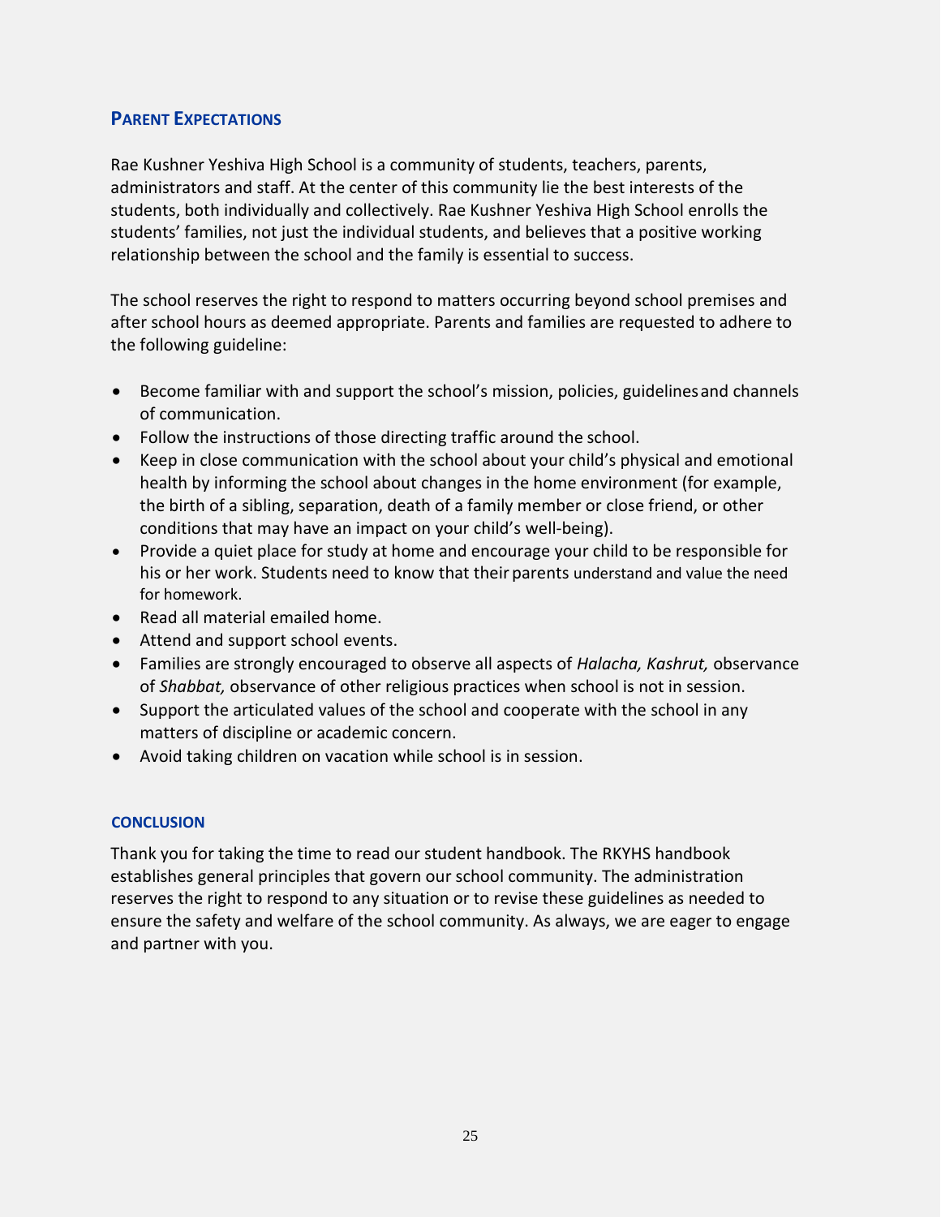## PARENT EXPECTATIONS

Rae Kushner Yeshiva High School is a community of students, teachers, parents, administrators and staff. At the center of this community lie the best interests of the students, both individually and collectively. Rae Kushner Yeshiva High School enrolls the students' families, not just the individual students, and believes that a positive working relationship between the school and the family is essential to success.

The school reserves the right to respond to matters occurring beyond school premises and after school hours as deemed appropriate. Parents and families are requested to adhere to the following guideline:

- Become familiar with and support the school's mission, policies, guidelines and channels of communication.
- Follow the instructions of those directing traffic around the school.
- Keep in close communication with the school about your child's physical and emotional health by informing the school about changes in the home environment (for example, the birth of a sibling, separation, death of a family member or close friend, or other conditions that may have an impact on your child's well-being).
- Provide a quiet place for study at home and encourage your child to be responsible for his or her work. Students need to know that their parents understand and value the need for homework.
- Read all material emailed home.
- Attend and support school events.
- Families are strongly encouraged to observe all aspects of *Halacha, Kashrut,* observance of *Shabbat,* observance of other religious practices when school is not in session.
- Support the articulated values of the school and cooperate with the school in any matters of discipline or academic concern.
- Avoid taking children on vacation while school is in session.

### CONCLUSION

Thank you for taking the time to read our student handbook. The RKYHS handbook establishes general principles that govern our school community. The administration reserves the right to respond to any situation or to revise these guidelines as needed to ensure the safety and welfare of the school community. As always, we are eager to engage and partner with you.